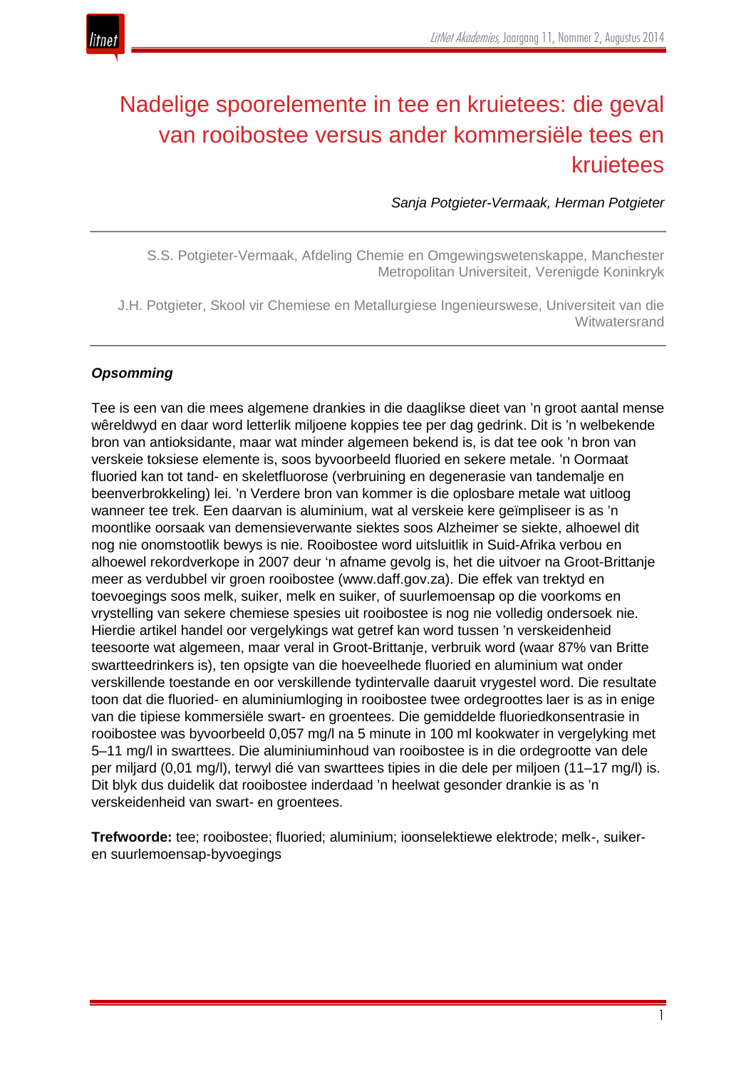# Nadelige spoorelemente in tee en kruietees: die geval van rooibostee versus ander kommersiële tees en kruietees

*Sanja Potgieter-Vermaak, Herman Potgieter*

S.S. Potgieter-Vermaak, Afdeling Chemie en Omgewingswetenskappe, Manchester Metropolitan Universiteit, Verenigde Koninkryk

J.H. Potgieter, Skool vir Chemiese en Metallurgiese Ingenieurswese, Universiteit van die Witwatersrand

***Opsomming***

Tee is een van die mees algemene drankies in die daaglikse dieet van ’n groot aantal mense wêreldwyd en daar word letterlik miljoene koppies tee per dag gedrink. Dit is ’n welbekende bron van antioksidante, maar wat minder algemeen bekend is, is dat tee ook ’n bron van verskeie toksiese elemente is, soos byvoorbeeld fluoried en sekere metale. ’n Oormaat fluoried kan tot tand- en skeletfluorose (verbruining en degenerasie van tandemalje en beenverbrokkeling) lei. ’n Verdere bron van kommer is die oplosbare metale wat uitloog wanneer tee trek. Een daarvan is aluminium, wat al verskeie kere geïmpliseer is as ’n moontlike oorsaak van demensieverwante siektes soos Alzheimer se siekte, alhoewel dit nog nie onomstootlik bewys is nie. Rooibostee word uitsluitlik in Suid-Afrika verbou en alhoewel rekordverkope in 2007 deur ’n afname gevolg is, het die uitvoer na Groot-Brittanje meer as verdubbel vir groen rooibostee (www.daff.gov.za). Die effek van trektyd en toevoegings soos melk, suiker, melk en suiker, of suurlemoensap op die voorkoms en vrystelling van sekere chemiese spesies uit rooibostee is nog nie volledig ondersoek nie. Hierdie artikel handel oor vergelykings wat getref kan word tussen ’n verskeidenheid teesoorte wat algemeen, maar veral in Groot-Brittanje, verbruik word (waar 87% van Britte swartteedrinkers is), ten opsigte van die hoeveelhede fluoried en aluminium wat onder verskillende toestande en oor verskillende tydintervalle daaruit vrygestel word. Die resultate toon dat die fluoried- en aluminiumloging in rooibostee twee ordegroottes laer is as in enige van die tipiese kommersiële swart- en groentees. Die gemiddelde fluoriedkonsentrasie in rooibostee was byvoorbeeld 0,057 mg/l na 5 minute in 100 ml kookwater in vergelyking met 5–11 mg/l in swarttees. Die aluminiuminhoud van rooibostee is in die ordegrootte van dele per miljard (0,01 mg/l), terwyl dié van swarttees tipies in die dele per miljoen (11–17 mg/l) is. Dit blyk dus duidelik dat rooibostee inderdaad ’n heelwat gesonder drankie is as ’n verskeidenheid van swart- en groentees.

**Trefwoorde:** tee; rooibostee; fluoried; aluminium; ioonselektiewe elektrode; melk-, suiker- en suurlemoensap-byvoegings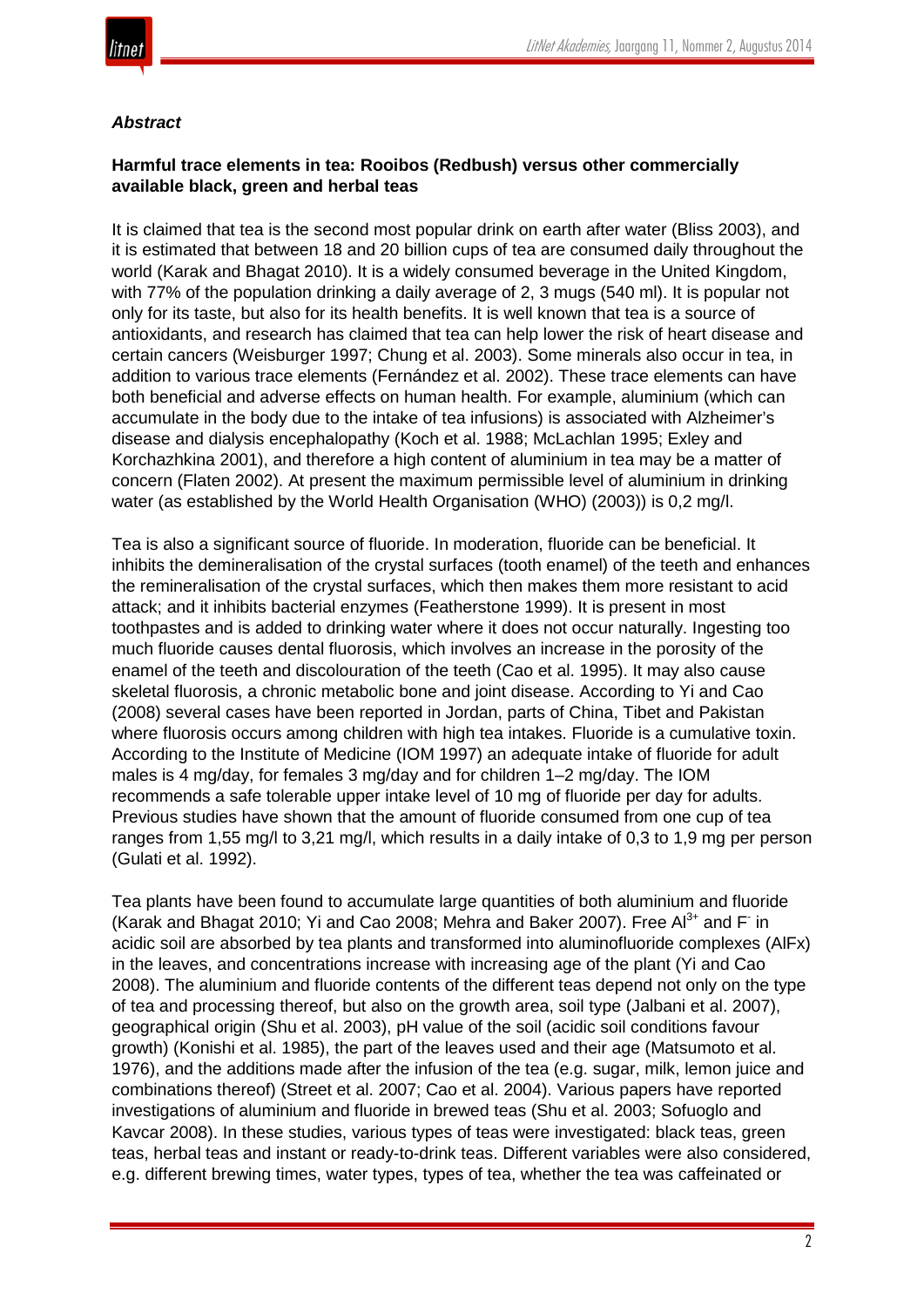***Abstract***

**Harmful trace elements in tea: Rooibos (Redbush) versus other commercially available black, green and herbal teas**

It is claimed that tea is the second most popular drink on earth after water (Bliss 2003), and it is estimated that between 18 and 20 billion cups of tea are consumed daily throughout the world (Karak and Bhagat 2010). It is a widely consumed beverage in the United Kingdom, with 77% of the population drinking a daily average of 2, 3 mugs (540 ml). It is popular not only for its taste, but also for its health benefits. It is well known that tea is a source of antioxidants, and research has claimed that tea can help lower the risk of heart disease and certain cancers (Weisburger 1997; Chung et al. 2003). Some minerals also occur in tea, in addition to various trace elements (Fernández et al. 2002). These trace elements can have both beneficial and adverse effects on human health. For example, aluminium (which can accumulate in the body due to the intake of tea infusions) is associated with Alzheimer's disease and dialysis encephalopathy (Koch et al. 1988; McLachlan 1995; Exley and Korchazhkina 2001), and therefore a high content of aluminium in tea may be a matter of concern (Flaten 2002). At present the maximum permissible level of aluminium in drinking water (as established by the World Health Organisation (WHO) (2003)) is 0,2 mg/l.

Tea is also a significant source of fluoride. In moderation, fluoride can be beneficial. It inhibits the demineralisation of the crystal surfaces (tooth enamel) of the teeth and enhances the remineralisation of the crystal surfaces, which then makes them more resistant to acid attack; and it inhibits bacterial enzymes (Featherstone 1999). It is present in most toothpastes and is added to drinking water where it does not occur naturally. Ingesting too much fluoride causes dental fluorosis, which involves an increase in the porosity of the enamel of the teeth and discolouration of the teeth (Cao et al. 1995). It may also cause skeletal fluorosis, a chronic metabolic bone and joint disease. According to Yi and Cao (2008) several cases have been reported in Jordan, parts of China, Tibet and Pakistan where fluorosis occurs among children with high tea intakes. Fluoride is a cumulative toxin. According to the Institute of Medicine (IOM 1997) an adequate intake of fluoride for adult males is 4 mg/day, for females 3 mg/day and for children 1–2 mg/day. The IOM recommends a safe tolerable upper intake level of 10 mg of fluoride per day for adults. Previous studies have shown that the amount of fluoride consumed from one cup of tea ranges from 1,55 mg/l to 3,21 mg/l, which results in a daily intake of 0,3 to 1,9 mg per person (Gulati et al. 1992).

Tea plants have been found to accumulate large quantities of both aluminium and fluoride (Karak and Bhagat 2010; Yi and Cao 2008; Mehra and Baker 2007). Free $Al^{3+}$ and $F^-$ in acidic soil are absorbed by tea plants and transformed into aluminofluoride complexes (AlFx) in the leaves, and concentrations increase with increasing age of the plant (Yi and Cao 2008). The aluminium and fluoride contents of the different teas depend not only on the type of tea and processing thereof, but also on the growth area, soil type (Jalbani et al. 2007), geographical origin (Shu et al. 2003), pH value of the soil (acidic soil conditions favour growth) (Konishi et al. 1985), the part of the leaves used and their age (Matsumoto et al. 1976), and the additions made after the infusion of the tea (e.g. sugar, milk, lemon juice and combinations thereof) (Street et al. 2007; Cao et al. 2004). Various papers have reported investigations of aluminium and fluoride in brewed teas (Shu et al. 2003; Sofuoglo and Kavcar 2008). In these studies, various types of teas were investigated: black teas, green teas, herbal teas and instant or ready-to-drink teas. Different variables were also considered, e.g. different brewing times, water types, types of tea, whether the tea was caffeinated or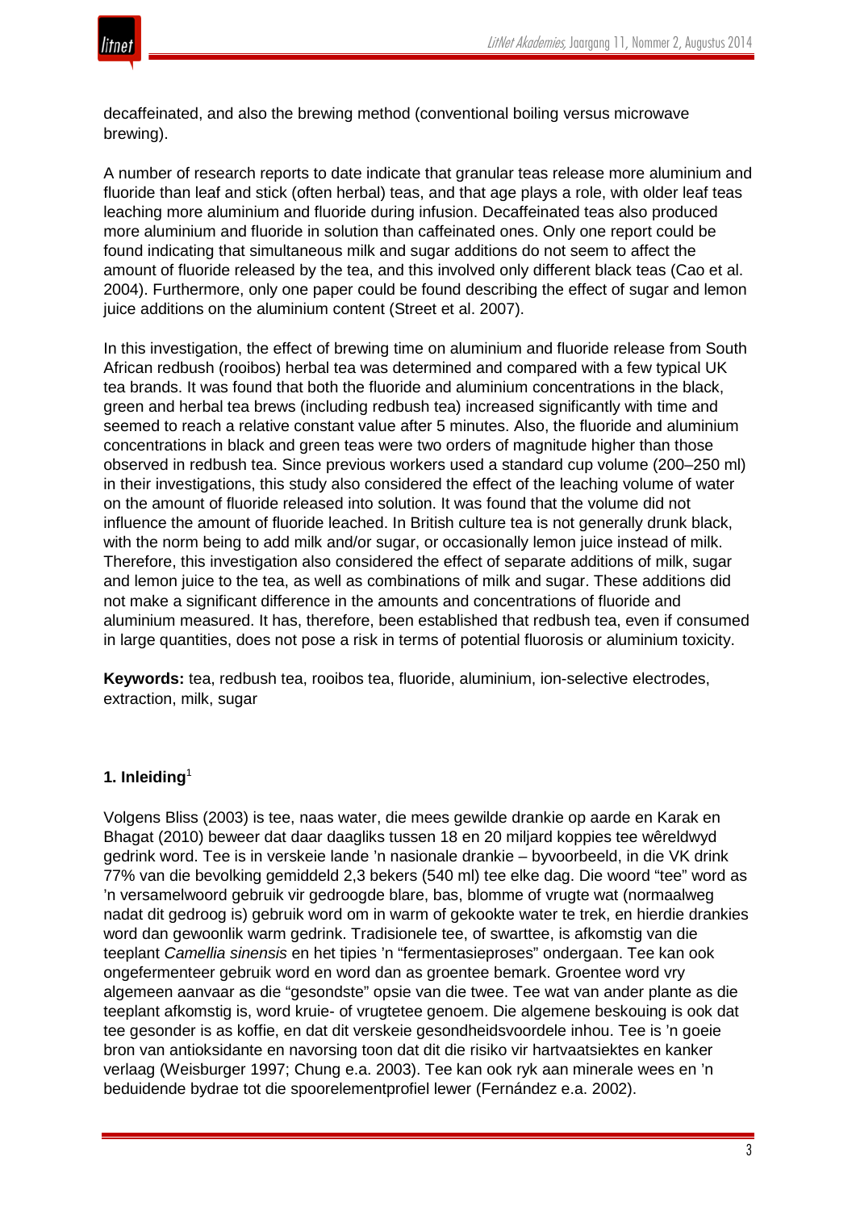decaffeinated, and also the brewing method (conventional boiling versus microwave brewing).

A number of research reports to date indicate that granular teas release more aluminium and fluoride than leaf and stick (often herbal) teas, and that age plays a role, with older leaf teas leaching more aluminium and fluoride during infusion. Decaffeinated teas also produced more aluminium and fluoride in solution than caffeinated ones. Only one report could be found indicating that simultaneous milk and sugar additions do not seem to affect the amount of fluoride released by the tea, and this involved only different black teas (Cao et al. 2004). Furthermore, only one paper could be found describing the effect of sugar and lemon juice additions on the aluminium content (Street et al. 2007).

In this investigation, the effect of brewing time on aluminium and fluoride release from South African redbush (rooibos) herbal tea was determined and compared with a few typical UK tea brands. It was found that both the fluoride and aluminium concentrations in the black, green and herbal tea brews (including redbush tea) increased significantly with time and seemed to reach a relative constant value after 5 minutes. Also, the fluoride and aluminium concentrations in black and green teas were two orders of magnitude higher than those observed in redbush tea. Since previous workers used a standard cup volume (200–250 ml) in their investigations, this study also considered the effect of the leaching volume of water on the amount of fluoride released into solution. It was found that the volume did not influence the amount of fluoride leached. In British culture tea is not generally drunk black, with the norm being to add milk and/or sugar, or occasionally lemon juice instead of milk. Therefore, this investigation also considered the effect of separate additions of milk, sugar and lemon juice to the tea, as well as combinations of milk and sugar. These additions did not make a significant difference in the amounts and concentrations of fluoride and aluminium measured. It has, therefore, been established that redbush tea, even if consumed in large quantities, does not pose a risk in terms of potential fluorosis or aluminium toxicity.

**Keywords:** tea, redbush tea, rooibos tea, fluoride, aluminium, ion-selective electrodes, extraction, milk, sugar

## 1. Inleiding[1]

Volgens Bliss (2003) is tee, naas water, die mees gewilde drankie op aarde en Karak en Bhagat (2010) beweer dat daar daagliks tussen 18 en 20 miljard koppies tee wêreldwyd gedrink word. Tee is in verskeie lande 'n nasionale drankie – byvoorbeeld, in die VK drink 77% van die bevolking gemiddeld 2,3 bekers (540 ml) tee elke dag. Die woord "tee" word as 'n versamelwoord gebruik vir gedroogde blare, bas, blomme of vrugte wat (normaalweg nadat dit gedroog is) gebruik word om in warm of gekookte water te trek, en hierdie drankies word dan gewoonlik warm gedrink. Tradisionele tee, of swarttee, is afkomstig van die teeplant *Camellia sinensis* en het tipies 'n "fermentasieproses" ondergaan. Tee kan ook ongefermenteer gebruik word en word dan as groentee bemark. Groentee word vry algemeen aanvaar as die "gesondste" opsie van die twee. Tee wat van ander plante as die teeplant afkomstig is, word kruie- of vrugtetee genoem. Die algemene beskouing is ook dat tee gesonder is as koffie, en dat dit verskeie gesondheidsvoordele inhou. Tee is 'n goeie bron van antioksidante en navorsing toon dat dit die risiko vir hartvaatsiektes en kanker verlaag (Weisburger 1997; Chung e.a. 2003). Tee kan ook ryk aan minerale wees en 'n beduidende bydrae tot die spoorelementprofiel lewer (Fernández e.a. 2002).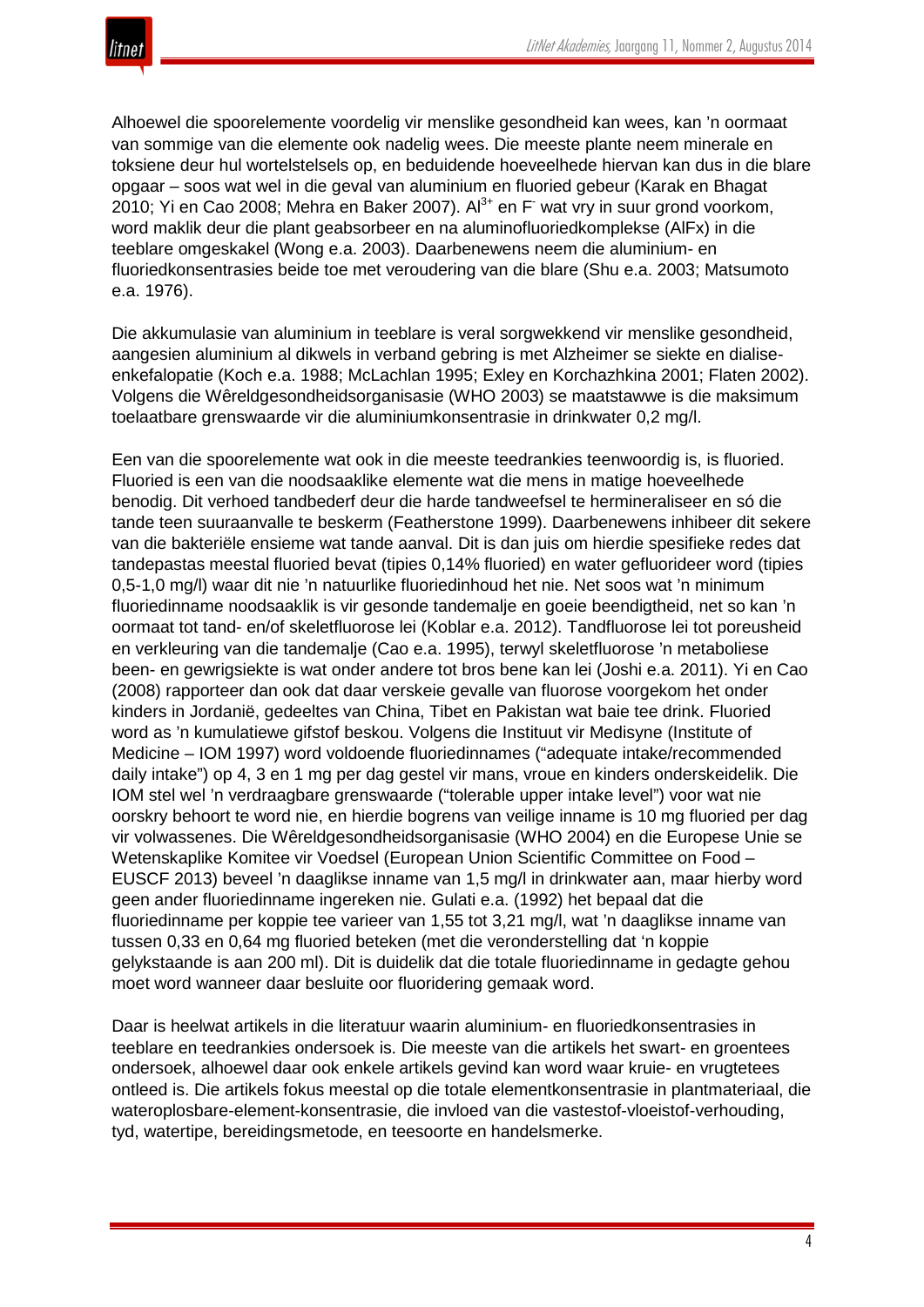Alhoewel die spoorelemente voordelig vir menslike gesondheid kan wees, kan 'n oormaat van sommige van die elemente ook nadelig wees. Die meeste plante neem minerale en toksiene deur hul wortelstelsels op, en beduidende hoeveelhede hiervan kan dus in die blare opgaar – soos wat wel in die geval van aluminium en fluoried gebeur (Karak en Bhagat 2010; Yi en Cao 2008; Mehra en Baker 2007). $Al^{3+}$ en $F^-$ wat vry in suur grond voorkom, word maklik deur die plant geabsorbeer en na aluminofluoriedkomplekse (AlFx) in die teeblare omgeskakel (Wong e.a. 2003). Daarbenewens neem die aluminium- en fluoriedkonsentrasies beide toe met veroudering van die blare (Shu e.a. 2003; Matsumoto e.a. 1976).

Die akkumulasie van aluminium in teeblare is veral sorgwekkend vir menslike gesondheid, aangesien aluminium al dikwels in verband gebring is met Alzheimer se siekte en dialise-enkefalopatie (Koch e.a. 1988; McLachlan 1995; Exley en Korchazhkina 2001; Flaten 2002). Volgens die Wêreldgesondheidsorganisasie (WHO 2003) se maatstawwe is die maksimum toelaatbare grenswaarde vir die aluminiumkonsentrasie in drinkwater 0,2 mg/l.

Een van die spoorelemente wat ook in die meeste teedrankies teenwoordig is, is fluoried. Fluoried is een van die noodsaaklike elemente wat die mens in matige hoeveelhede benodig. Dit verhoed tandbederf deur die harde tandweefsel te hermineraliseer en só die tande teen suuraanvalle te beskerm (Featherstone 1999). Daarbenewens inhibeer dit sekere van die bakteriële ensieme wat tande aanval. Dit is dan juis om hierdie spesifieke redes dat tandepastas meestal fluoried bevat (tipies 0,14% fluoried) en water gefluorideer word (tipies 0,5-1,0 mg/l) waar dit nie 'n natuurlike fluoriedinhoud het nie. Net soos wat 'n minimum fluoriedinname noodsaaklik is vir gesonde tandemalje en goeie beendigtheid, net so kan 'n oormaat tot tand- en/of skeletfluorose lei (Koblar e.a. 2012). Tandfluorose lei tot poreusheid en verkleuring van die tandemalje (Cao e.a. 1995), terwyl skeletfluorose 'n metaboliese been- en gewrigsiekte is wat onder andere tot bros bene kan lei (Joshi e.a. 2011). Yi en Cao (2008) rapporteer dan ook dat daar verskeie gevalle van fluorose voorgekom het onder kinders in Jordanië, gedeeltes van China, Tibet en Pakistan wat baie tee drink. Fluoried word as 'n kumulatiewe gifstof beskou. Volgens die Instituut vir Medisyne (Institute of Medicine – IOM 1997) word voldoende fluoriedinnames ("adequate intake/recommended daily intake") op 4, 3 en 1 mg per dag gestel vir mans, vroue en kinders onderskeidelik. Die IOM stel wel 'n verdraagbare grenswaarde ("tolerable upper intake level") voor wat nie oorskry behoort te word nie, en hierdie bogrens van veilige inname is 10 mg fluoried per dag vir volwassenes. Die Wêreldgesondheidsorganisasie (WHO 2004) en die Europese Unie se Wetenskaplike Komitee vir Voedsel (European Union Scientific Committee on Food – EUSCF 2013) beveel 'n daaglikse inname van 1,5 mg/l in drinkwater aan, maar hierby word geen ander fluoriedinname ingereken nie. Gulati e.a. (1992) het bepaal dat die fluoriedinname per koppie tee varieer van 1,55 tot 3,21 mg/l, wat 'n daaglikse inname van tussen 0,33 en 0,64 mg fluoried beteken (met die veronderstelling dat 'n koppie gelykstaande is aan 200 ml). Dit is duidelik dat die totale fluoriedinname in gedagte gehou moet word wanneer daar besluite oor fluoridering gemaak word.

Daar is heelwat artikels in die literatuur waarin aluminium- en fluoriedkonsentrasies in teeblare en teedrankies ondersoek is. Die meeste van die artikels het swart- en groentees ondersoek, alhoewel daar ook enkele artikels gevind kan word waar kruie- en vrugtetees ontleed is. Die artikels fokus meestal op die totale elementkonsentrasie in plantmateriaal, die wateroplosbare-element-konsentrasie, die invloed van die vastestof-vloeistof-verhouding, tyd, watertipe, bereidingsmetode, en teesoorte en handelsmerke.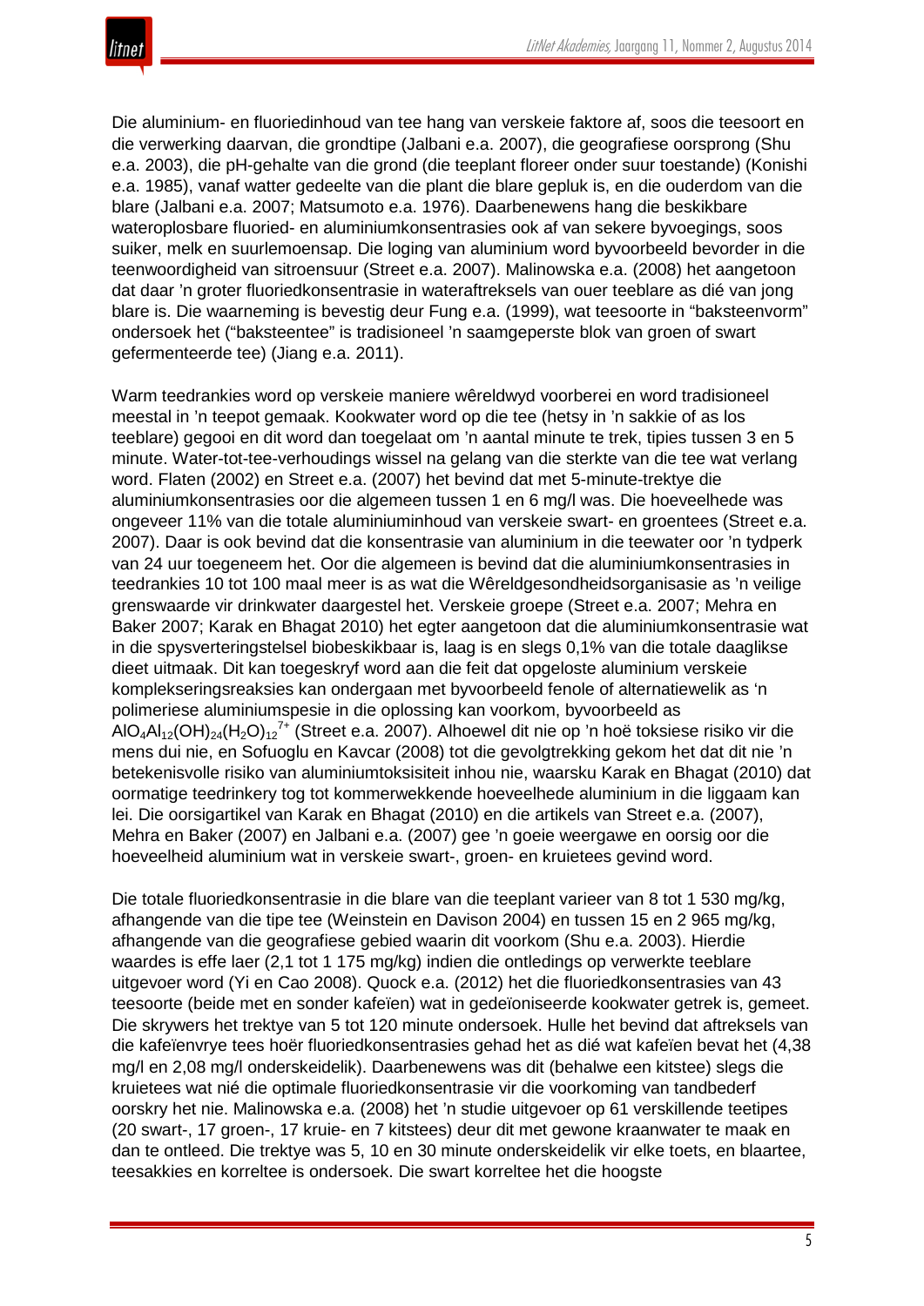Die aluminium- en fluoriedinhoud van tee hang van verskeie faktore af, soos die teesoort en die verwerking daarvan, die grondtipe (Jalbani e.a. 2007), die geografiese oorsprong (Shu e.a. 2003), die pH-gehalte van die grond (die teeplant floreer onder suur toestande) (Konishi e.a. 1985), vanaf watter gedeelte van die plant die blare gepluk is, en die ouderdom van die blare (Jalbani e.a. 2007; Matsumoto e.a. 1976). Daarbenewens hang die beskikbare wateroplosbare fluoried- en aluminiumkonsentrasies ook af van sekere byvoegings, soos suiker, melk en suurlemoensap. Die loging van aluminium word byvoorbeeld bevorder in die teenwoordigheid van sitroensuur (Street e.a. 2007). Malinowska e.a. (2008) het aangetoon dat daar 'n groter fluoriedkonsentrasie in wateraftreksels van ouer teeblare as dié van jong blare is. Die waarneming is bevestig deur Fung e.a. (1999), wat teesoorte in "baksteenvorm" ondersoek het ("baksteentee" is tradisioneel 'n saamgeperste blok van groen of swart gefermenteerde tee) (Jiang e.a. 2011).

Warm teedrankies word op verskeie maniere wêreldwyd voorberei en word tradisioneel meestal in 'n teepot gemaak. Kookwater word op die tee (hetsy in 'n sakkie of as los teeblare) gegooi en dit word dan toegelaat om 'n aantal minute te trek, tipies tussen 3 en 5 minute. Water-tot-tee-verhoudings wissel na gelang van die sterkte van die tee wat verlang word. Flaten (2002) en Street e.a. (2007) het bevind dat met 5-minute-trektye die aluminiumkonsentrasies oor die algemeen tussen 1 en 6 mg/l was. Die hoeveelhede was ongeveer 11% van die totale aluminiuminhoud van verskeie swart- en groentees (Street e.a. 2007). Daar is ook bevind dat die konsentrasie van aluminium in die teewater oor 'n tydperk van 24 uur toegeneem het. Oor die algemeen is bevind dat die aluminiumkonsentrasies in teedrankies 10 tot 100 maal meer is as wat die Wêreldgesondheidsorganisasie as 'n veilige grenswaarde vir drinkwater daargestel het. Verskeie groepe (Street e.a. 2007; Mehra en Baker 2007; Karak en Bhagat 2010) het egter aangetoon dat die aluminiumkonsentrasie wat in die spysverteringstelsel biobeskikbaar is, laag is en slegs 0,1% van die totale daaglikse dieet uitmaak. Dit kan toegeskryf word aan die feit dat opgeloste aluminium verskeie komplekseringsreaksies kan ondergaan met byvoorbeeld fenole of alternatiewelik as 'n polimeriese aluminiumspesie in die oplossing kan voorkom, byvoorbeeld as $AlO_4Al_{12}(OH)_{24}(H_2O)_{12}^{7+}$ (Street e.a. 2007). Alhoewel dit nie op 'n hoë toksiese risiko vir die mens dui nie, en Sofuoglu en Kavcar (2008) tot die gevolgtrekking gekom het dat dit nie 'n betekenisvolle risiko van aluminiumtoksisiteit inhou nie, waarsku Karak en Bhagat (2010) dat oormatige teedrinkery tog tot kommerwekkende hoeveelhede aluminium in die liggaam kan lei. Die oorsigartikel van Karak en Bhagat (2010) en die artikels van Street e.a. (2007), Mehra en Baker (2007) en Jalbani e.a. (2007) gee 'n goeie weergawe en oorsig oor die hoeveelheid aluminium wat in verskeie swart-, groen- en kruietees gevind word.

Die totale fluoriedkonsentrasie in die blare van die teeplant varieer van 8 tot 1 530 mg/kg, afhangende van die tipe tee (Weinstein en Davison 2004) en tussen 15 en 2 965 mg/kg, afhangende van die geografiese gebied waarin dit voorkom (Shu e.a. 2003). Hierdie waardes is effe laer (2,1 tot 1 175 mg/kg) indien die ontledings op verwerkte teeblare uitgevoer word (Yi en Cao 2008). Quock e.a. (2012) het die fluoriedkonsentrasies van 43 teesoorte (beide met en sonder kafeïen) wat in gedeïoniseerde kookwater getrek is, gemeet. Die skrywers het trektye van 5 tot 120 minute ondersoek. Hulle het bevind dat aftreksels van die kafeïenvrye tees hoër fluoriedkonsentrasies gehad het as dié wat kafeïen bevat het (4,38 mg/l en 2,08 mg/l onderskeidelik). Daarbenewens was dit (behalwe een kitstee) slegs die kruietees wat nié die optimale fluoriedkonsentrasie vir die voorkoming van tandbederf oorskry het nie. Malinowska e.a. (2008) het 'n studie uitgevoer op 61 verskillende teetipes (20 swart-, 17 groen-, 17 kruie- en 7 kitstees) deur dit met gewone kraanwater te maak en dan te ontleed. Die trektye was 5, 10 en 30 minute onderskeidelik vir elke toets, en blaartee, teesakkies en korreltee is ondersoek. Die swart korreltee het die hoogste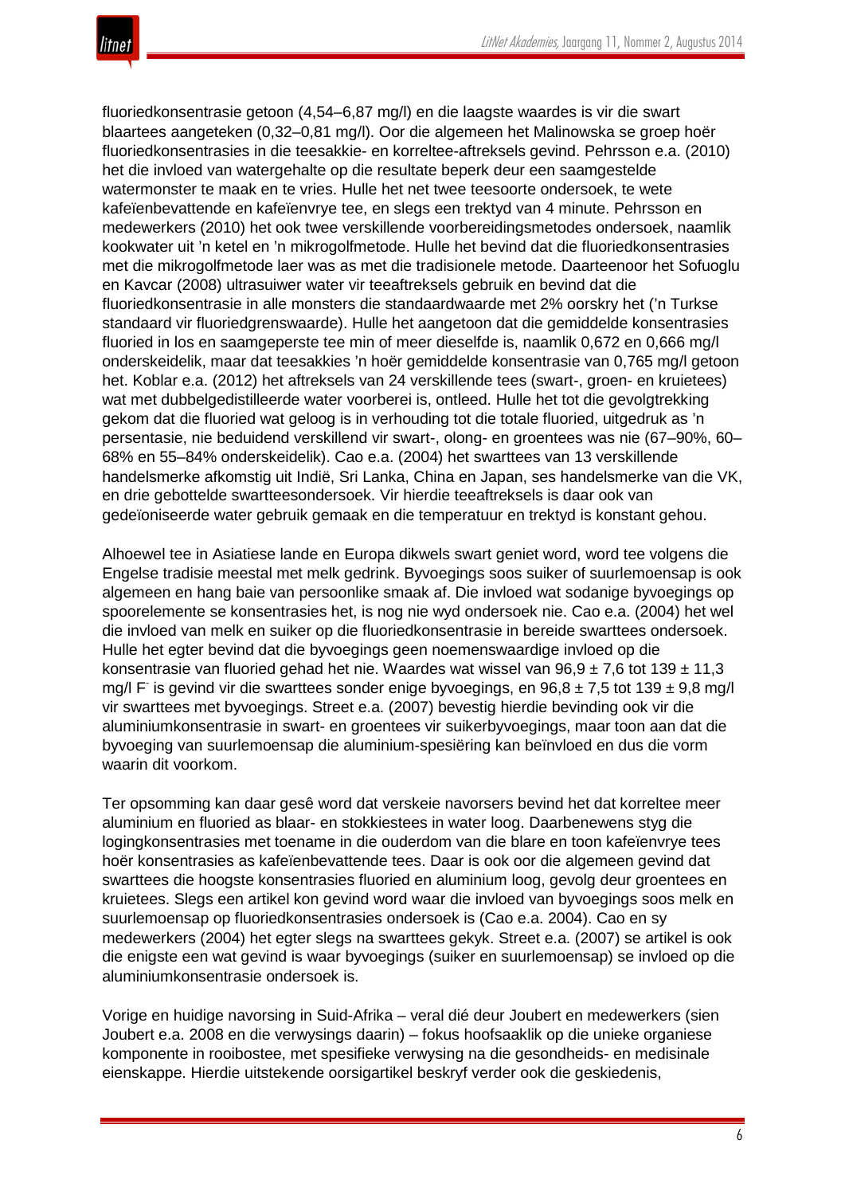fluoriedkonsentrasie getoon (4,54–6,87 mg/l) en die laagste waardes is vir die swart blaartees aangeteken (0,32–0,81 mg/l). Oor die algemeen het Malinowska se groep hoër fluoriedkonsentrasies in die teesakkie- en korreltee-aftreksels gevind. Pehrsson e.a. (2010) het die invloed van watergehalte op die resultate beperk deur een saamgestelde watermonster te maak en te vries. Hulle het net twee teesoorte ondersoek, te wete kafeïenbevattende en kafeïenvrye tee, en slegs een trektyd van 4 minute. Pehrsson en medewerkers (2010) het ook twee verskillende voorbereidingsmetodes ondersoek, naamlik kookwater uit 'n ketel en 'n mikrogolfmetode. Hulle het bevind dat die fluoriedkonsentrasies met die mikrogolfmetode laer was as met die tradisionele metode. Daarteenoor het Sofuoglu en Kavcar (2008) ultrasuiwer water vir teeaftreksels gebruik en bevind dat die fluoriedkonsentrasie in alle monsters die standaardwaarde met 2% oorskry het ('n Turkse standaard vir fluoriedgrenswaarde). Hulle het aangetoon dat die gemiddelde konsentrasies fluoried in los en saamgeperste tee min of meer dieselfde is, naamlik 0,672 en 0,666 mg/l onderskeidelik, maar dat teesakkies 'n hoër gemiddelde konsentrasie van 0,765 mg/l getoon het. Koblar e.a. (2012) het aftreksels van 24 verskillende tees (swart-, groen- en kruietees) wat met dubbelgedistilleerde water voorberei is, ontleed. Hulle het tot die gevolgtrekking gekom dat die fluoried wat geloog is in verhouding tot die totale fluoried, uitgedruk as 'n persentasie, nie beduidend verskillend vir swart-, olong- en groentees was nie (67–90%, 60–68% en 55–84% onderskeidelik). Cao e.a. (2004) het swarttees van 13 verskillende handelsmerke afkomstig uit Indië, Sri Lanka, China en Japan, ses handelsmerke van die VK, en drie gebottelde swartteesondersoek. Vir hierdie teeaftreksels is daar ook van gedeïoniseerde water gebruik gemaak en die temperatuur en trektyd is konstant gehou.

Alhoewel tee in Asiatiese lande en Europa dikwels swart geniet word, word tee volgens die Engelse tradisie meestal met melk gedrink. Byvoegings soos suiker of suurlemoensap is ook algemeen en hang baie van persoonlike smaak af. Die invloed wat sodanige byvoegings op spoorelemente se konsentrasies het, is nog nie wyd ondersoek nie. Cao e.a. (2004) het wel die invloed van melk en suiker op die fluoriedkonsentrasie in bereide swarttees ondersoek. Hulle het egter bevind dat die byvoegings geen noemenswaardige invloed op die konsentrasie van fluoried gehad het nie. Waardes wat wissel van 96,9 ± 7,6 tot 139 ± 11,3 mg/l $F^-$ is gevind vir die swarttees sonder enige byvoegings, en 96,8 ± 7,5 tot 139 ± 9,8 mg/l vir swarttees met byvoegings. Street e.a. (2007) bevestig hierdie bevinding ook vir die aluminiumkonsentrasie in swart- en groentees vir suikerbyvoegings, maar toon aan dat die byvoeging van suurlemoensap die aluminium-spesiëring kan beïnvloed en dus die vorm waarin dit voorkom.

Ter opsomming kan daar gesê word dat verskeie navorsers bevind het dat korreltee meer aluminium en fluoried as blaar- en stokkiestees in water loog. Daarbenewens styg die logingkonsentrasies met toename in die ouderdom van die blare en toon kafeïenvrye tees hoër konsentrasies as kafeïenbevattende tees. Daar is ook oor die algemeen gevind dat swarttees die hoogste konsentrasies fluoried en aluminium loog, gevolg deur groentees en kruietees. Slegs een artikel kon gevind word waar die invloed van byvoegings soos melk en suurlemoensap op fluoriedkonsentrasies ondersoek is (Cao e.a. 2004). Cao en sy medewerkers (2004) het egter slegs na swarttees gekyk. Street e.a. (2007) se artikel is ook die enigste een wat gevind is waar byvoegings (suiker en suurlemoensap) se invloed op die aluminiumkonsentrasie ondersoek is.

Vorige en huidige navorsing in Suid-Afrika – veral dié deur Joubert en medewerkers (sien Joubert e.a. 2008 en die verwysings daarin) – fokus hoofsaaklik op die unieke organiese komponente in rooibostee, met spesifieke verwysing na die gesondheids- en medisinale eienskappe. Hierdie uitstekende oorsigartikel beskryf verder ook die geskiedenis,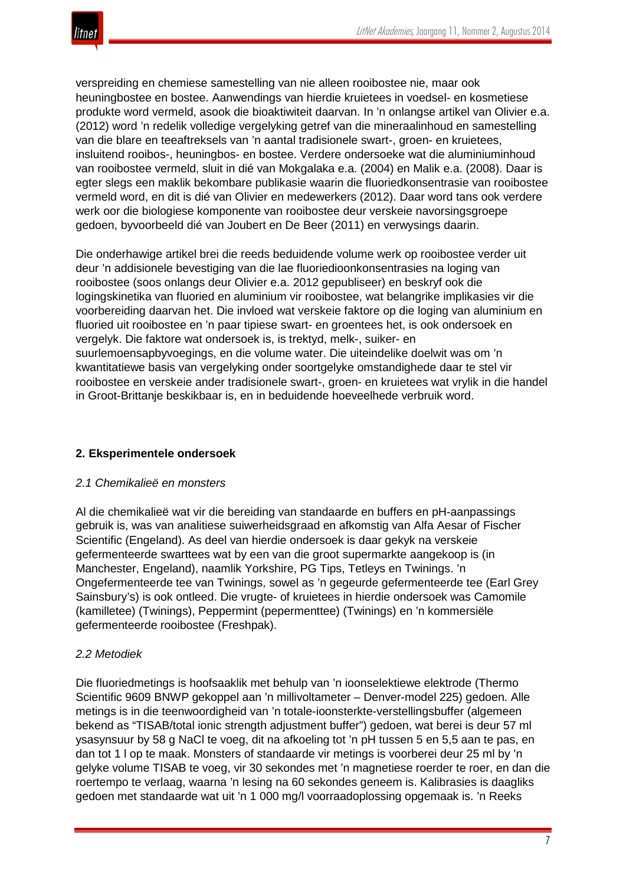verspreiding en chemiese samestelling van nie alleen rooibostee nie, maar ook heuningbostee en bostee. Aanwendings van hierdie kruietees in voedsel- en kosmetiese produkte word vermeld, asook die bioaktiwiteit daarvan. In 'n onlangse artikel van Olivier e.a. (2012) word 'n redelik volledige vergelyking getref van die mineraalinhoud en samestelling van die blare en teeaftreksels van 'n aantal tradisionele swart-, groen- en kruietees, insluitend rooibos-, heuningbos- en bostee. Verdere ondersoeke wat die aluminiuminhoud van rooibostee vermeld, sluit in dié van Mokgalaka e.a. (2004) en Malik e.a. (2008). Daar is egter slegs een maklik bekombare publikasie waarin die fluoriedkonsentrasie van rooibostee vermeld word, en dit is dié van Olivier en medewerkers (2012). Daar word tans ook verdere werk oor die biologiese komponente van rooibostee deur verskeie navorsingsgroepe gedoen, byvoorbeeld dié van Joubert en De Beer (2011) en verwysings daarin.

Die onderhawige artikel brei die reeds beduidende volume werk op rooibostee verder uit deur 'n addisionele bevestiging van die lae fluoriedioonkonsentrasies na loging van rooibostee (soos onlangs deur Olivier e.a. 2012 gepubliseer) en beskryf ook die logingskinetika van fluoried en aluminium vir rooibostee, wat belangrike implikasies vir die voorbereiding daarvan het. Die invloed wat verskeie faktore op die loging van aluminium en fluoried uit rooibostee en 'n paar tipiese swart- en groentees het, is ook ondersoek en vergelyk. Die faktore wat ondersoek is, is trektyd, melk-, suiker- en suurlemoensapbyvoegings, en die volume water. Die uiteindelike doelwit was om 'n kwantitatiewe basis van vergelyking onder soortgelyke omstandighede daar te stel vir rooibostee en verskeie ander tradisionele swart-, groen- en kruietees wat vrylik in die handel in Groot-Brittanje beskikbaar is, en in beduidende hoeveelhede verbruik word.

## 2. Eksperimentele ondersoek

### *2.1 Chemikalieë en monsters*

Al die chemikalieë wat vir die bereiding van standaarde en buffers en pH-aanpassings gebruik is, was van analitiese suiwerheidsgraad en afkomstig van Alfa Aesar of Fischer Scientific (Engeland). As deel van hierdie ondersoek is daar gekyk na verskeie gefermenteerde swarttees wat by een van die groot supermarkte aangekoop is (in Manchester, Engeland), naamlik Yorkshire, PG Tips, Tetleys en Twinings. 'n Ongefermenteerde tee van Twinings, sowel as 'n gegeurde gefermenteerde tee (Earl Grey Sainsbury's) is ook ontleed. Die vrugte- of kruietees in hierdie ondersoek was Camomile (kamilletee) (Twinings), Peppermint (pepermenttee) (Twinings) en 'n kommersiële gefermenteerde rooibostee (Freshpak).

### *2.2 Metodiek*

Die fluoriedmetings is hoofsaaklik met behulp van 'n ioonselektiewe elektrode (Thermo Scientific 9609 BNWP gekoppel aan 'n millivoltameter – Denver-model 225) gedoen. Alle metings is in die teenwoordigheid van 'n totale-ioonsterkte-verstellingsbuffer (algemeen bekend as "TISAB/total ionic strength adjustment buffer") gedoen, wat berei is deur 57 ml ysasynsuur by 58 g NaCl te voeg, dit na afkoeling tot 'n pH tussen 5 en 5,5 aan te pas, en dan tot 1 l op te maak. Monsters of standaarde vir metings is voorberei deur 25 ml by 'n gelyke volume TISAB te voeg, vir 30 sekondes met 'n magnetiese roerder te roer, en dan die roertempo te verlaag, waarna 'n lesing na 60 sekondes geneem is. Kalibrasies is daagliks gedoen met standaarde wat uit 'n 1 000 mg/l voorraadoplossing opgemaak is. 'n Reeks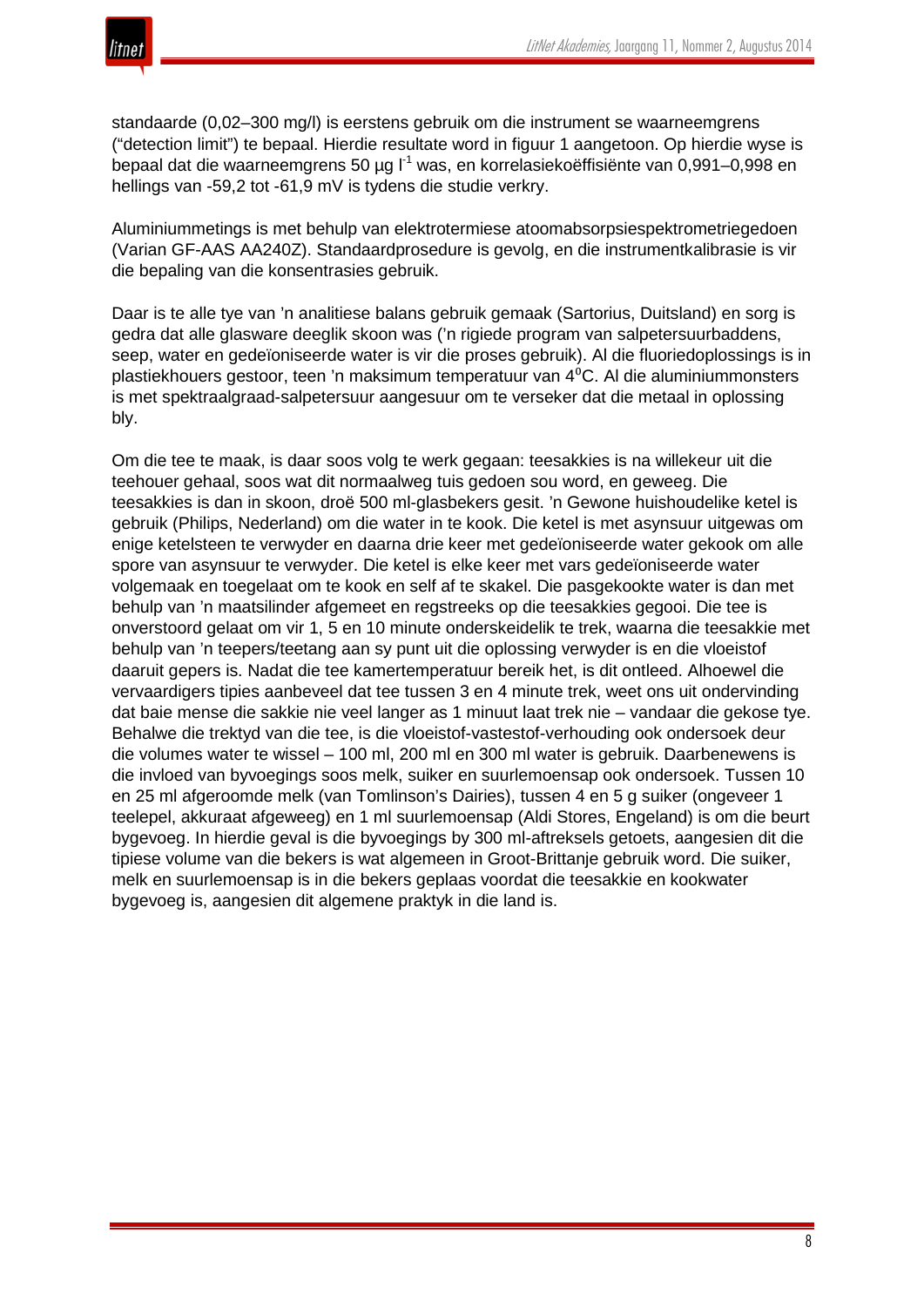standaarde (0,02–300 mg/l) is eerstens gebruik om die instrument se waarneemgrens ("detection limit") te bepaal. Hierdie resultate word in figuur 1 aangetoon. Op hierdie wyse is bepaal dat die waarneemgrens 50 µg $l^{-1}$ was, en korrelasiekoëffisiënte van 0,991–0,998 en hellings van -59,2 tot -61,9 mV is tydens die studie verkry.

Aluminiummetings is met behulp van elektrotermiese atoomabsorpsiespektrometriegedoen (Varian GF-AAS AA240Z). Standaardprosedure is gevolg, en die instrumentkalibrasie is vir die bepaling van die konsentrasies gebruik.

Daar is te alle tye van 'n analitiese balans gebruik gemaak (Sartorius, Duitsland) en sorg is gedra dat alle glasware deeglik skoon was ('n rigiede program van salpetersuurbaddens, seep, water en gedeïoniseerde water is vir die proses gebruik). Al die fluoriedoplossings is in plastiekhouers gestoor, teen 'n maksimum temperatuur van $4^0$C. Al die aluminiummonsters is met spektraalgraad-salpetersuur aangesuur om te verseker dat die metaal in oplossing bly.

Om die tee te maak, is daar soos volg te werk gegaan: teesakkies is na willekeur uit die teehouer gehaal, soos wat dit normaalweg tuis gedoen sou word, en geweeg. Die teesakkies is dan in skoon, droë 500 ml-glasbekers gesit. 'n Gewone huishoudelike ketel is gebruik (Philips, Nederland) om die water in te kook. Die ketel is met asynsuur uitgewas om enige ketelsteen te verwyder en daarna drie keer met gedeïoniseerde water gekook om alle spore van asynsuur te verwyder. Die ketel is elke keer met vars gedeïoniseerde water volgemaak en toegelaat om te kook en self af te skakel. Die pasgekookte water is dan met behulp van 'n maatsilinder afgemeet en regstreeks op die teesakkies gegooi. Die tee is onverstoord gelaat om vir 1, 5 en 10 minute onderskeidelik te trek, waarna die teesakkie met behulp van 'n teepers/teetang aan sy punt uit die oplossing verwyder is en die vloeistof daaruit gepers is. Nadat die tee kamertemperatuur bereik het, is dit ontleed. Alhoewel die vervaardigers tipies aanbeveel dat tee tussen 3 en 4 minute trek, weet ons uit ondervinding dat baie mense die sakkie nie veel langer as 1 minuut laat trek nie – vandaar die gekose tye. Behalwe die trektyd van die tee, is die vloeistof-vastestof-verhouding ook ondersoek deur die volumes water te wissel – 100 ml, 200 ml en 300 ml water is gebruik. Daarbenewens is die invloed van byvoegings soos melk, suiker en suurlemoensap ook ondersoek. Tussen 10 en 25 ml afgeroomde melk (van Tomlinson's Dairies), tussen 4 en 5 g suiker (ongeveer 1 teelepel, akkuraat afgeweeg) en 1 ml suurlemoensap (Aldi Stores, Engeland) is om die beurt bygevoeg. In hierdie geval is die byvoegings by 300 ml-aftreksels getoets, aangesien dit die tipiese volume van die bekers is wat algemeen in Groot-Brittanje gebruik word. Die suiker, melk en suurlemoensap is in die bekers geplaas voordat die teesakkie en kookwater bygevoeg is, aangesien dit algemene praktyk in die land is.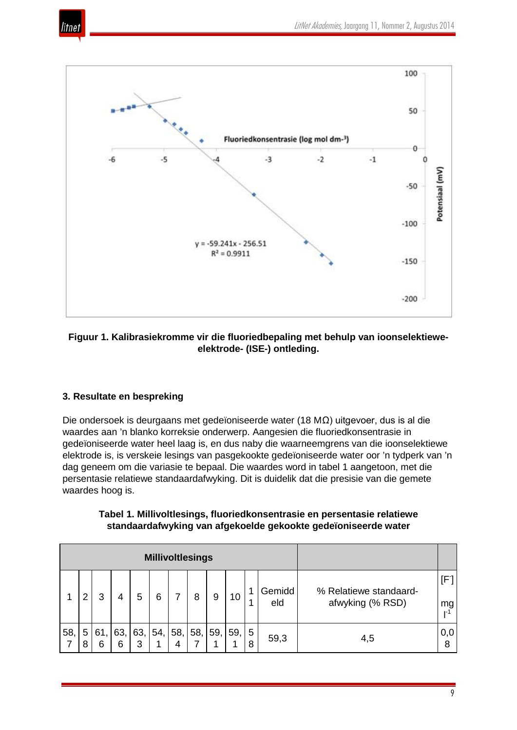**Figuur 1. Kalibrasiekromme vir die fluoriedbepaling met behulp van ioonselektiewe-elektrode- (ISE-) ontleding.**

## 3. Resultate en bespreking

Die ondersoek is deurgaans met gedeïoniseerde water (18 MΩ) uitgevoer, dus is al die waardes aan 'n blanko korreksie onderwerp. Aangesien die fluoriedkonsentrasie in gedeïoniseerde water heel laag is, en dus naby die waarneemgrens van die ioonselektiewe elektrode is, is verskeie lesings van pasgekookte gedeïoniseerde water oor 'n tydperk van 'n dag geneem om die variasie te bepaal. Die waardes word in tabel 1 aangetoon, met die persentasie relatiewe standaardafwyking. Dit is duidelik dat die presisie van die gemete waardes hoog is.

**Tabel 1. Millivoltlesings, fluoriedkonsentrasie en persentasie relatiewe standaardafwyking van afgekoelde gekookte gedeïoniseerde water**

| Millivoltlesings | | | | | | | | | | | | | |
|---|---|---|---|---|---|---|---|---|---|---|---|---|---|
| 1 | 2 | 3 | 4 | 5 | 6 | 7 | 8 | 9 | 10 | 11 | Gemiddeld | % Relatiewe standaard-afwyking (% RSD) | $[F^-]$ mg $l^{-1}$ |
| 58,7 | 58 | 61,6 | 63,6 | 63,3 | 54,1 | 58,4 | 58,7 | 59,1 | 59,1 | 58 | 59,3 | 4,5 | 0,08 |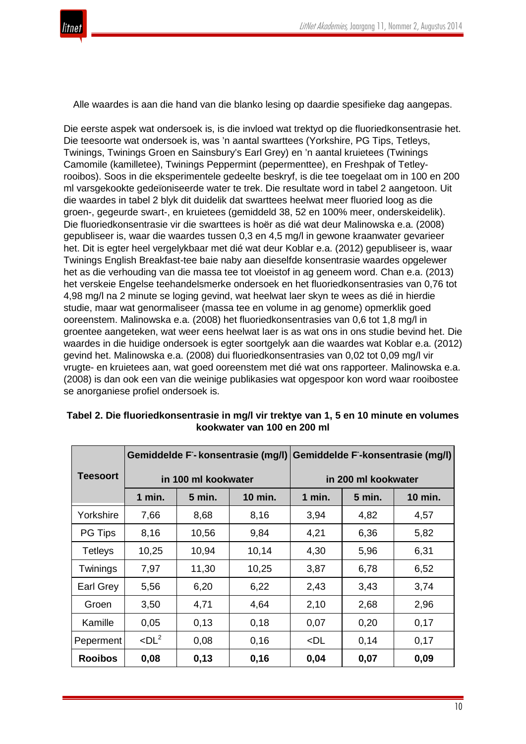Alle waardes is aan die hand van die blanko lesing op daardie spesifieke dag aangepas.

Die eerste aspek wat ondersoek is, is die invloed wat trektyd op die fluoriedkonsentrasie het. Die teesoorte wat ondersoek is, was 'n aantal swarttees (Yorkshire, PG Tips, Tetleys, Twinings, Twinings Groen en Sainsbury's Earl Grey) en 'n aantal kruietees (Twinings Camomile (kamilletee), Twinings Peppermint (pepermenttee), en Freshpak of Tetley-rooibos). Soos in die eksperimentele gedeelte beskryf, is die tee toegelaat om in 100 en 200 ml varsgekookte gedeïoniseerde water te trek. Die resultate word in tabel 2 aangetoon. Uit die waardes in tabel 2 blyk dit duidelik dat swarttees heelwat meer fluoried loog as die groen-, gegeurde swart-, en kruietees (gemiddeld 38, 52 en 100% meer, onderskeidelik). Die fluoriedkonsentrasie vir die swarttees is hoër as dié wat deur Malinowska e.a. (2008) gepubliseer is, waar die waardes tussen 0,3 en 4,5 mg/l in gewone kraanwater gevarieer het. Dit is egter heel vergelykbaar met dié wat deur Koblar e.a. (2012) gepubliseer is, waar Twinings English Breakfast-tee baie naby aan dieselfde konsentrasie waardes opgelewer het as die verhouding van die massa tee tot vloeistof in ag geneem word. Chan e.a. (2013) het verskeie Engelse teehandelsmerke ondersoek en het fluoriedkonsentrasies van 0,76 tot 4,98 mg/l na 2 minute se loging gevind, wat heelwat laer skyn te wees as dié in hierdie studie, maar wat genormaliseer (massa tee en volume in ag genome) opmerklik goed ooreenstem. Malinowska e.a. (2008) het fluoriedkonsentrasies van 0,6 tot 1,8 mg/l in groentee aangeteken, wat weer eens heelwat laer is as wat ons in ons studie bevind het. Die waardes in die huidige ondersoek is egter soortgelyk aan die waardes wat Koblar e.a. (2012) gevind het. Malinowska e.a. (2008) dui fluoriedkonsentrasies van 0,02 tot 0,09 mg/l vir vrugte- en kruietees aan, wat goed ooreenstem met dié wat ons rapporteer. Malinowska e.a. (2008) is dan ook een van die weinige publikasies wat opgespoor kon word waar rooibostee se anorganiese profiel ondersoek is.

**Tabel 2. Die fluoriedkonsentrasie in mg/l vir trektye van 1, 5 en 10 minute en volumes kookwater van 100 en 200 ml**

| Teesoort | Gemiddelde $F^-$- konsentrasie (mg/l) in 100 ml kookwater | | | Gemiddelde $F^-$-konsentrasie (mg/l) in 200 ml kookwater | | |
|---|---|---|---|---|---|---|
| | 1 min. | 5 min. | 10 min. | 1 min. | 5 min. | 10 min. |
| Yorkshire | 7,66 | 8,68 | 8,16 | 3,94 | 4,82 | 4,57 |
| PG Tips | 8,16 | 10,56 | 9,84 | 4,21 | 6,36 | 5,82 |
| Tetleys | 10,25 | 10,94 | 10,14 | 4,30 | 5,96 | 6,31 |
| Twinings | 7,97 | 11,30 | 10,25 | 3,87 | 6,78 | 6,52 |
| Earl Grey | 5,56 | 6,20 | 6,22 | 2,43 | 3,43 | 3,74 |
| Groen | 3,50 | 4,71 | 4,64 | 2,10 | 2,68 | 2,96 |
| Kamille | 0,05 | 0,13 | 0,18 | 0,07 | 0,20 | 0,17 |
| Peperment | <DL[2] | 0,08 | 0,16 | <DL | 0,14 | 0,17 |
| **Rooibos** | **0,08** | **0,13** | **0,16** | **0,04** | **0,07** | **0,09** |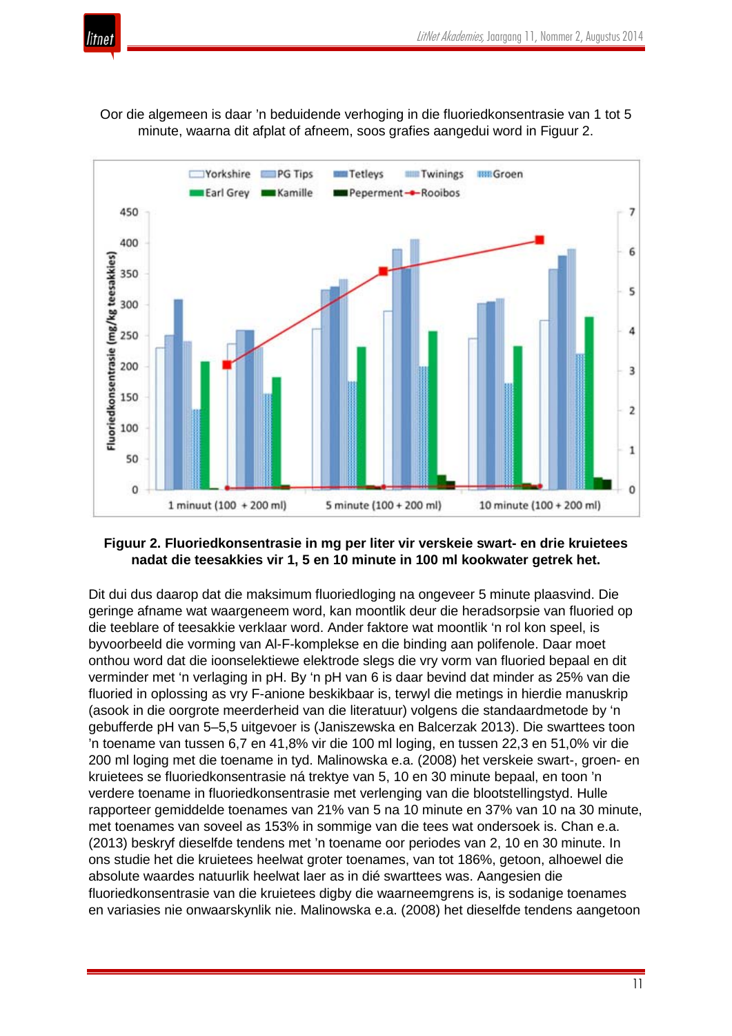Oor die algemeen is daar ’n beduidende verhoging in die fluoriedkonsentrasie van 1 tot 5 minute, waarna dit afplat of afneem, soos grafies aangedui word in Figuur 2.

**Figuur 2. Fluoriedkonsentrasie in mg per liter vir verskeie swart- en drie kruietees nadat die teesakkies vir 1, 5 en 10 minute in 100 ml kookwater getrek het.**

Dit dui dus daarop dat die maksimum fluoriedloging na ongeveer 5 minute plaasvind. Die geringe afname wat waargeneem word, kan moontlik deur die heradsorpsie van fluoried op die teeblare of teesakkie verklaar word. Ander faktore wat moontlik ‘n rol kon speel, is byvoorbeeld die vorming van Al-F-komplekse en die binding aan polifenole. Daar moet onthou word dat die ioonselektiewe elektrode slegs die vry vorm van fluoried bepaal en dit verminder met ‘n verlaging in pH. By ‘n pH van 6 is daar bevind dat minder as 25% van die fluoried in oplossing as vry F-anione beskikbaar is, terwyl die metings in hierdie manuskrip (asook in die oorgrote meerderheid van die literatuur) volgens die standaardmetode by ‘n gebufferde pH van 5–5,5 uitgevoer is (Janiszewska en Balcerzak 2013). Die swarttees toon ’n toename van tussen 6,7 en 41,8% vir die 100 ml loging, en tussen 22,3 en 51,0% vir die 200 ml loging met die toename in tyd. Malinowska e.a. (2008) het verskeie swart-, groen- en kruietees se fluoriedkonsentrasie ná trektye van 5, 10 en 30 minute bepaal, en toon ’n verdere toename in fluoriedkonsentrasie met verlenging van die blootstellingstyd. Hulle rapporteer gemiddelde toenames van 21% van 5 na 10 minute en 37% van 10 na 30 minute, met toenames van soveel as 153% in sommige van die tees wat ondersoek is. Chan e.a. (2013) beskryf dieselfde tendens met ’n toename oor periodes van 2, 10 en 30 minute. In ons studie het die kruietees heelwat groter toenames, van tot 186%, getoon, alhoewel die absolute waardes natuurlik heelwat laer as in dié swarttees was. Aangesien die fluoriedkonsentrasie van die kruietees digby die waarneemgrens is, is sodanige toenames en variasies nie onwaarskynlik nie. Malinowska e.a. (2008) het dieselfde tendens aangetoon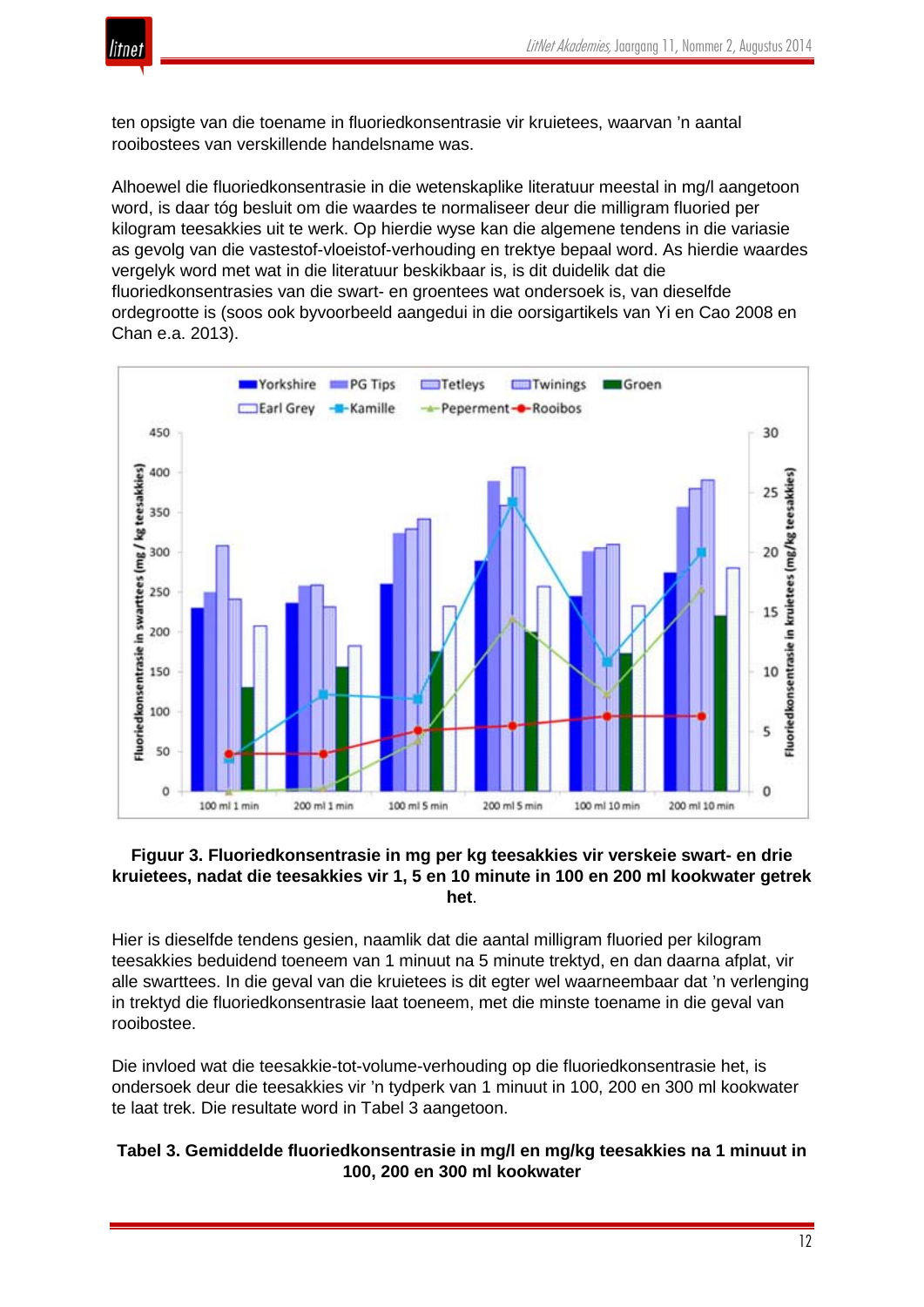ten opsigte van die toename in fluoriedkonsentrasie vir kruietees, waarvan 'n aantal rooibostees van verskillende handelsname was.

Alhoewel die fluoriedkonsentrasie in die wetenskaplike literatuur meestal in mg/l aangetoon word, is daar tóg besluit om die waardes te normaliseer deur die milligram fluoried per kilogram teesakkies uit te werk. Op hierdie wyse kan die algemene tendens in die variasie as gevolg van die vastestof-vloeistof-verhouding en trektye bepaal word. As hierdie waardes vergelyk word met wat in die literatuur beskikbaar is, is dit duidelik dat die fluoriedkonsentrasies van die swart- en groentees wat ondersoek is, van dieselfde ordegrootte is (soos ook byvoorbeeld aangedui in die oorsigartikels van Yi en Cao 2008 en Chan e.a. 2013).

**Figuur 3. Fluoriedkonsentrasie in mg per kg teesakkies vir verskeie swart- en drie kruietees, nadat die teesakkies vir 1, 5 en 10 minute in 100 en 200 ml kookwater getrek het**.

Hier is dieselfde tendens gesien, naamlik dat die aantal milligram fluoried per kilogram teesakkies beduidend toeneem van 1 minuut na 5 minute trektyd, en dan daarna afplat, vir alle swarttees. In die geval van die kruietees is dit egter wel waarneembaar dat 'n verlenging in trektyd die fluoriedkonsentrasie laat toeneem, met die minste toename in die geval van rooibostee.

Die invloed wat die teesakkie-tot-volume-verhouding op die fluoriedkonsentrasie het, is ondersoek deur die teesakkies vir 'n tydperk van 1 minuut in 100, 200 en 300 ml kookwater te laat trek. Die resultate word in Tabel 3 aangetoon.

**Tabel 3. Gemiddelde fluoriedkonsentrasie in mg/l en mg/kg teesakkies na 1 minuut in 100, 200 en 300 ml kookwater**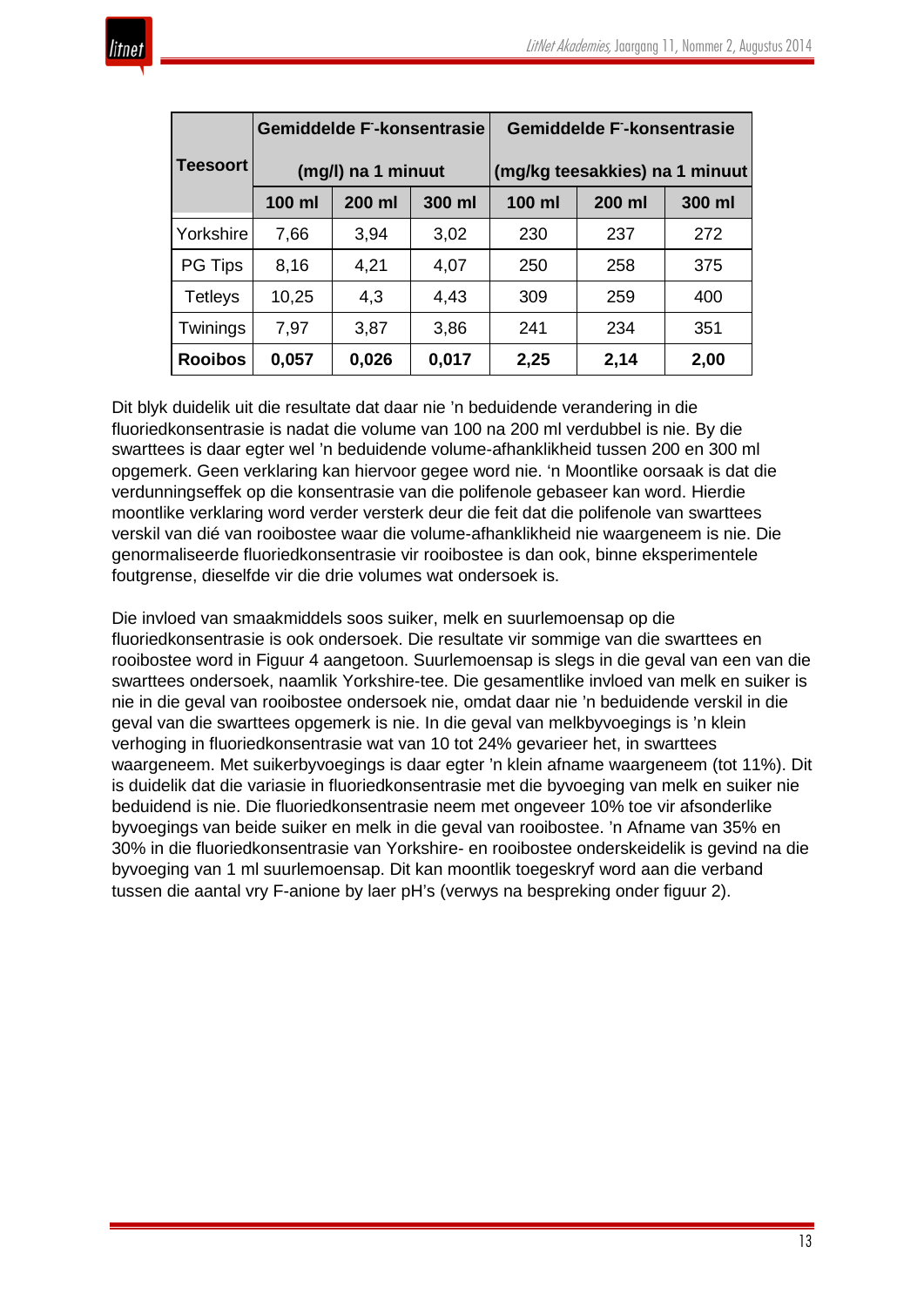| Teesoort | Gemiddelde $F^-$-konsentrasie (mg/l) na 1 minuut | | | Gemiddelde $F^-$-konsentrasie (mg/kg teesakkies) na 1 minuut | | |
|---|---|---|---|---|---|---|
| | **100 ml** | **200 ml** | **300 ml** | **100 ml** | **200 ml** | **300 ml** |
| Yorkshire | 7,66 | 3,94 | 3,02 | 230 | 237 | 272 |
| PG Tips | 8,16 | 4,21 | 4,07 | 250 | 258 | 375 |
| Tetleys | 10,25 | 4,3 | 4,43 | 309 | 259 | 400 |
| Twinings | 7,97 | 3,87 | 3,86 | 241 | 234 | 351 |
| **Rooibos** | **0,057** | **0,026** | **0,017** | **2,25** | **2,14** | **2,00** |

Dit blyk duidelik uit die resultate dat daar nie 'n beduidende verandering in die fluoriedkonsentrasie is nadat die volume van 100 na 200 ml verdubbel is nie. By die swarttees is daar egter wel 'n beduidende volume-afhanklikheid tussen 200 en 300 ml opgemerk. Geen verklaring kan hiervoor gegee word nie. 'n Moontlike oorsaak is dat die verdunningseffek op die konsentrasie van die polifenole gebaseer kan word. Hierdie moontlike verklaring word verder versterk deur die feit dat die polifenole van swarttees verskil van dié van rooibostee waar die volume-afhanklikheid nie waargeneem is nie. Die genormaliseerde fluoriedkonsentrasie vir rooibostee is dan ook, binne eksperimentele foutgrense, dieselfde vir die drie volumes wat ondersoek is.

Die invloed van smaakmiddels soos suiker, melk en suurlemoensap op die fluoriedkonsentrasie is ook ondersoek. Die resultate vir sommige van die swarttees en rooibostee word in Figuur 4 aangetoon. Suurlemoensap is slegs in die geval van een van die swarttees ondersoek, naamlik Yorkshire-tee. Die gesamentlike invloed van melk en suiker is nie in die geval van rooibostee ondersoek nie, omdat daar nie 'n beduidende verskil in die geval van die swarttees opgemerk is nie. In die geval van melkbyvoegings is 'n klein verhoging in fluoriedkonsentrasie wat van 10 tot 24% gevarieer het, in swarttees waargeneem. Met suikerbyvoegings is daar egter 'n klein afname waargeneem (tot 11%). Dit is duidelik dat die variasie in fluoriedkonsentrasie met die byvoeging van melk en suiker nie beduidend is nie. Die fluoriedkonsentrasie neem met ongeveer 10% toe vir afsonderlike byvoegings van beide suiker en melk in die geval van rooibostee. 'n Afname van 35% en 30% in die fluoriedkonsentrasie van Yorkshire- en rooibostee onderskeidelik is gevind na die byvoeging van 1 ml suurlemoensap. Dit kan moontlik toegeskryf word aan die verband tussen die aantal vry F-anione by laer pH's (verwys na bespreking onder figuur 2).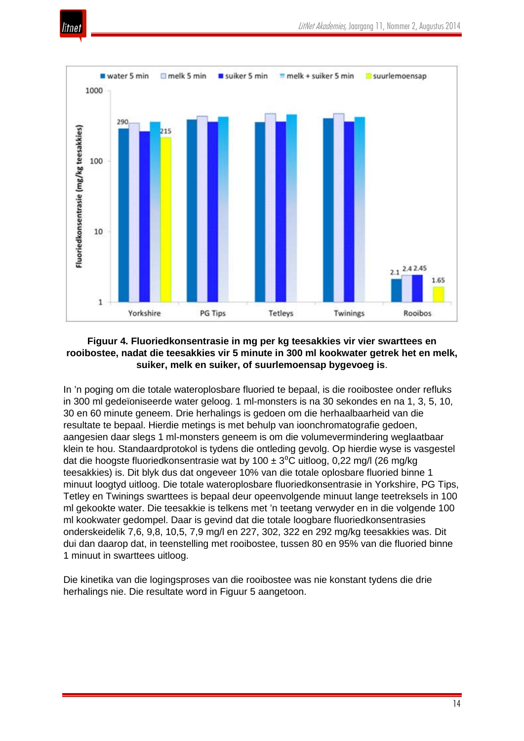**Figuur 4. Fluoriedkonsentrasie in mg per kg teesakkies vir vier swarttees en rooibostee, nadat die teesakkies vir 5 minute in 300 ml kookwater getrek het en melk, suiker, melk en suiker, of suurlemoensap bygevoeg is**.

In ’n poging om die totale wateroplosbare fluoried te bepaal, is die rooibostee onder refluks in 300 ml gedeïoniseerde water geloog. 1 ml-monsters is na 30 sekondes en na 1, 3, 5, 10, 30 en 60 minute geneem. Drie herhalings is gedoen om die herhaalbaarheid van die resultate te bepaal. Hierdie metings is met behulp van ioonchromatografie gedoen, aangesien daar slegs 1 ml-monsters geneem is om die volumevermindering weglaatbaar klein te hou. Standaardprotokol is tydens die ontleding gevolg. Op hierdie wyse is vasgestel dat die hoogste fluoriedkonsentrasie wat by 100 ± 3$^0$C uitloog, 0,22 mg/l (26 mg/kg teesakkies) is. Dit blyk dus dat ongeveer 10% van die totale oplosbare fluoried binne 1 minuut loogtyd uitloog. Die totale wateroplosbare fluoriedkonsentrasie in Yorkshire, PG Tips, Tetley en Twinings swarttees is bepaal deur opeenvolgende minuut lange teetreksels in 100 ml gekookte water. Die teesakkie is telkens met ’n teetang verwyder en in die volgende 100 ml kookwater gedompel. Daar is gevind dat die totale loogbare fluoriedkonsentrasies onderskeidelik 7,6, 9,8, 10,5, 7,9 mg/l en 227, 302, 322 en 292 mg/kg teesakkies was. Dit dui dan daarop dat, in teenstelling met rooibostee, tussen 80 en 95% van die fluoried binne 1 minuut in swarttees uitloog.

Die kinetika van die logingsproses van die rooibostee was nie konstant tydens die drie herhalings nie. Die resultate word in Figuur 5 aangetoon.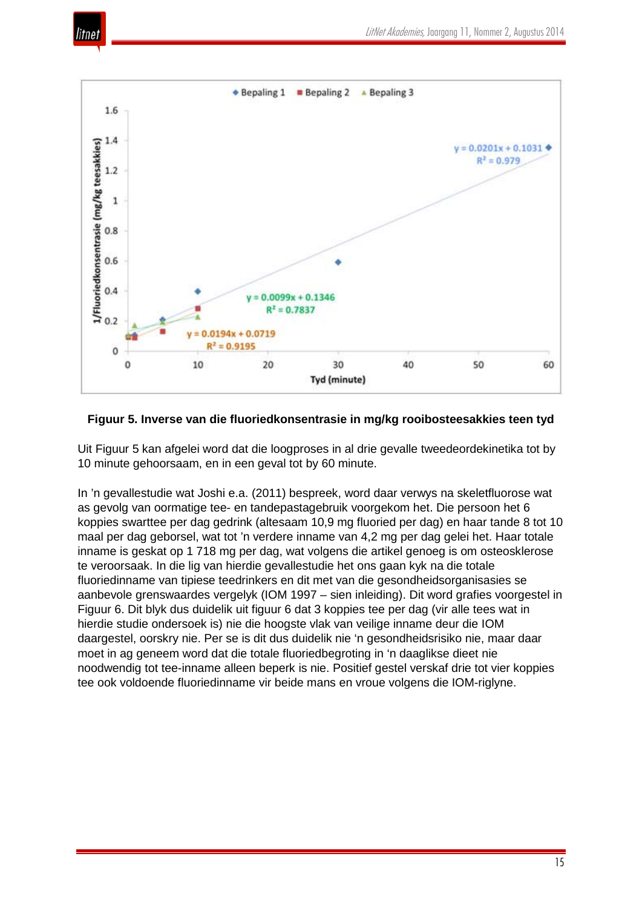**Figuur 5. Inverse van die fluoriedkonsentrasie in mg/kg rooibosteesakkies teen tyd**

Uit Figuur 5 kan afgelei word dat die loogproses in al drie gevalle tweedeordekinetika tot by 10 minute gehoorsaam, en in een geval tot by 60 minute.

In ’n gevallestudie wat Joshi e.a. (2011) bespreek, word daar verwys na skeletfluorose wat as gevolg van oormatige tee- en tandepastagebruik voorgekom het. Die persoon het 6 koppies swarttee per dag gedrink (altesaam 10,9 mg fluoried per dag) en haar tande 8 tot 10 maal per dag geborsel, wat tot ’n verdere inname van 4,2 mg per dag gelei het. Haar totale inname is geskat op 1 718 mg per dag, wat volgens die artikel genoeg is om osteosklerose te veroorsaak. In die lig van hierdie gevallestudie het ons gaan kyk na die totale fluoriedinname van tipiese teedrinkers en dit met van die gesondheidsorganisasies se aanbevole grenswaardes vergelyk (IOM 1997 – sien inleiding). Dit word grafies voorgestel in Figuur 6. Dit blyk dus duidelik uit figuur 6 dat 3 koppies tee per dag (vir alle tees wat in hierdie studie ondersoek is) nie die hoogste vlak van veilige inname deur die IOM daargestel, oorskry nie. Per se is dit dus duidelik nie ‘n gesondheidsrisiko nie, maar daar moet in ag geneem word dat die totale fluoriedbegroting in ‘n daaglikse dieet nie noodwendig tot tee-inname alleen beperk is nie. Positief gestel verskaf drie tot vier koppies tee ook voldoende fluoriedinname vir beide mans en vroue volgens die IOM-riglyne.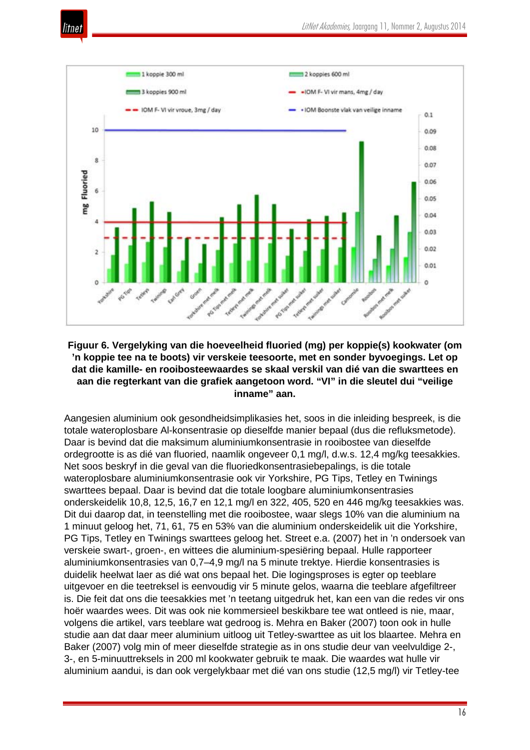**Figuur 6. Vergelyking van die hoeveelheid fluoried (mg) per koppie(s) kookwater (om 'n koppie tee na te boots) vir verskeie teesoorte, met en sonder byvoegings. Let op dat die kamille- en rooibosteewaardes se skaal verskil van dié van die swarttees en aan die regterkant van die grafiek aangetoon word. "VI" in die sleutel dui "veilige inname" aan.**

Aangesien aluminium ook gesondheidsimplikasies het, soos in die inleiding bespreek, is die totale wateroplosbare Al-konsentrasie op dieselfde manier bepaal (dus die refluksmetode). Daar is bevind dat die maksimum aluminiumkonsentrasie in rooibostee van dieselfde ordegrootte is as dié van fluoried, naamlik ongeveer 0,1 mg/l, d.w.s. 12,4 mg/kg teesakkies. Net soos beskryf in die geval van die fluoriedkonsentrasiebepalings, is die totale wateroplosbare aluminiumkonsentrasie ook vir Yorkshire, PG Tips, Tetley en Twinings swarttees bepaal. Daar is bevind dat die totale loogbare aluminiumkonsentrasies onderskeidelik 10,8, 12,5, 16,7 en 12,1 mg/l en 322, 405, 520 en 446 mg/kg teesakkies was. Dit dui daarop dat, in teenstelling met die rooibostee, waar slegs 10% van die aluminium na 1 minuut geloog het, 71, 61, 75 en 53% van die aluminium onderskeidelik uit die Yorkshire, PG Tips, Tetley en Twinings swarttees geloog het. Street e.a. (2007) het in 'n ondersoek van verskeie swart-, groen-, en wittees die aluminium-spesiëring bepaal. Hulle rapporteer aluminiumkonsentrasies van 0,7–4,9 mg/l na 5 minute trektye. Hierdie konsentrasies is duidelik heelwat laer as dié wat ons bepaal het. Die logingsproses is egter op teeblare uitgevoer en die teetreksel is eenvoudig vir 5 minute gelos, waarna die teeblare afgefiltreer is. Die feit dat ons die teesakkies met 'n teetang uitgedruk het, kan een van die redes vir ons hoër waardes wees. Dit was ook nie kommersieel beskikbare tee wat ontleed is nie, maar, volgens die artikel, vars teeblare wat gedroog is. Mehra en Baker (2007) toon ook in hulle studie aan dat daar meer aluminium uitloog uit Tetley-swarttee as uit los blaartee. Mehra en Baker (2007) volg min of meer dieselfde strategie as in ons studie deur van veelvuldige 2-, 3-, en 5-minuuttreksels in 200 ml kookwater gebruik te maak. Die waardes wat hulle vir aluminium aandui, is dan ook vergelykbaar met dié van ons studie (12,5 mg/l) vir Tetley-tee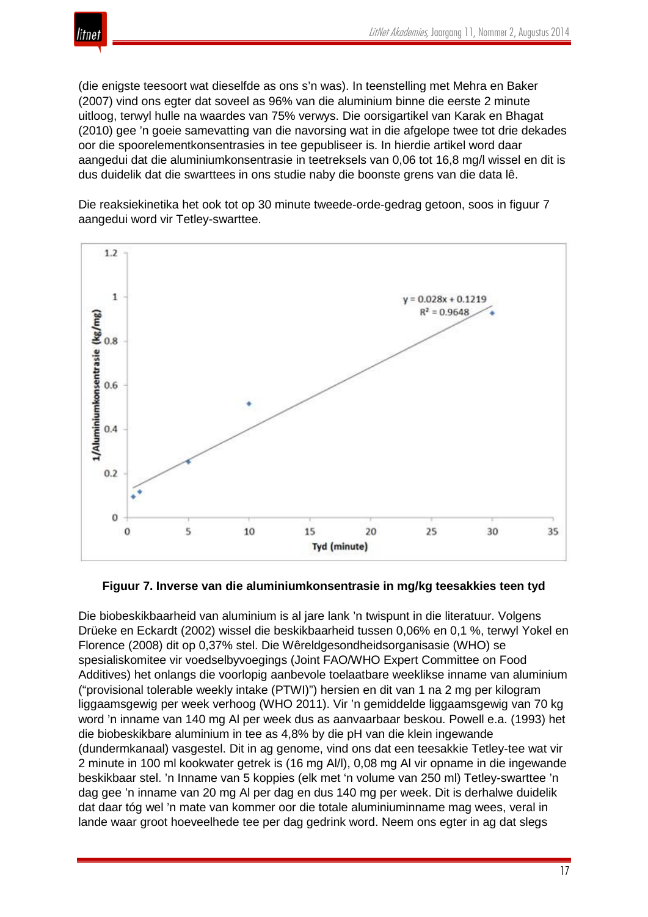(die enigste teesoort wat dieselfde as ons s'n was). In teenstelling met Mehra en Baker (2007) vind ons egter dat soveel as 96% van die aluminium binne die eerste 2 minute uitloog, terwyl hulle na waardes van 75% verwys. Die oorsigartikel van Karak en Bhagat (2010) gee 'n goeie samevatting van die navorsing wat in die afgelope twee tot drie dekades oor die spoorelementkonsentrasies in tee gepubliseer is. In hierdie artikel word daar aangedui dat die aluminiumkonsentrasie in teetreksels van 0,06 tot 16,8 mg/l wissel en dit is dus duidelik dat die swarttees in ons studie naby die boonste grens van die data lê.

Die reaksiekinetika het ook tot op 30 minute tweede-orde-gedrag getoon, soos in figuur 7 aangedui word vir Tetley-swarttee.

**Figuur 7. Inverse van die aluminiumkonsentrasie in mg/kg teesakkies teen tyd**

Die biobeskikbaarheid van aluminium is al jare lank 'n twispunt in die literatuur. Volgens Drüeke en Eckardt (2002) wissel die beskikbaarheid tussen 0,06% en 0,1 %, terwyl Yokel en Florence (2008) dit op 0,37% stel. Die Wêreldgesondheidsorganisasie (WHO) se spesialiskomitee vir voedselbyvoegings (Joint FAO/WHO Expert Committee on Food Additives) het onlangs die voorlopig aanbevole toelaatbare weeklikse inname van aluminium ("provisional tolerable weekly intake (PTWI)") hersien en dit van 1 na 2 mg per kilogram liggaamsgewig per week verhoog (WHO 2011). Vir 'n gemiddelde liggaamsgewig van 70 kg word 'n inname van 140 mg Al per week dus as aanvaarbaar beskou. Powell e.a. (1993) het die biobeskikbare aluminium in tee as 4,8% by die pH van die klein ingewande (dundermkanaal) vasgestel. Dit in ag genome, vind ons dat een teesakkie Tetley-tee wat vir 2 minute in 100 ml kookwater getrek is (16 mg Al/l), 0,08 mg Al vir opname in die ingewande beskikbaar stel. 'n Inname van 5 koppies (elk met 'n volume van 250 ml) Tetley-swarttee 'n dag gee 'n inname van 20 mg Al per dag en dus 140 mg per week. Dit is derhalwe duidelik dat daar tóg wel 'n mate van kommer oor die totale aluminiuminname mag wees, veral in lande waar groot hoeveelhede tee per dag gedrink word. Neem ons egter in ag dat slegs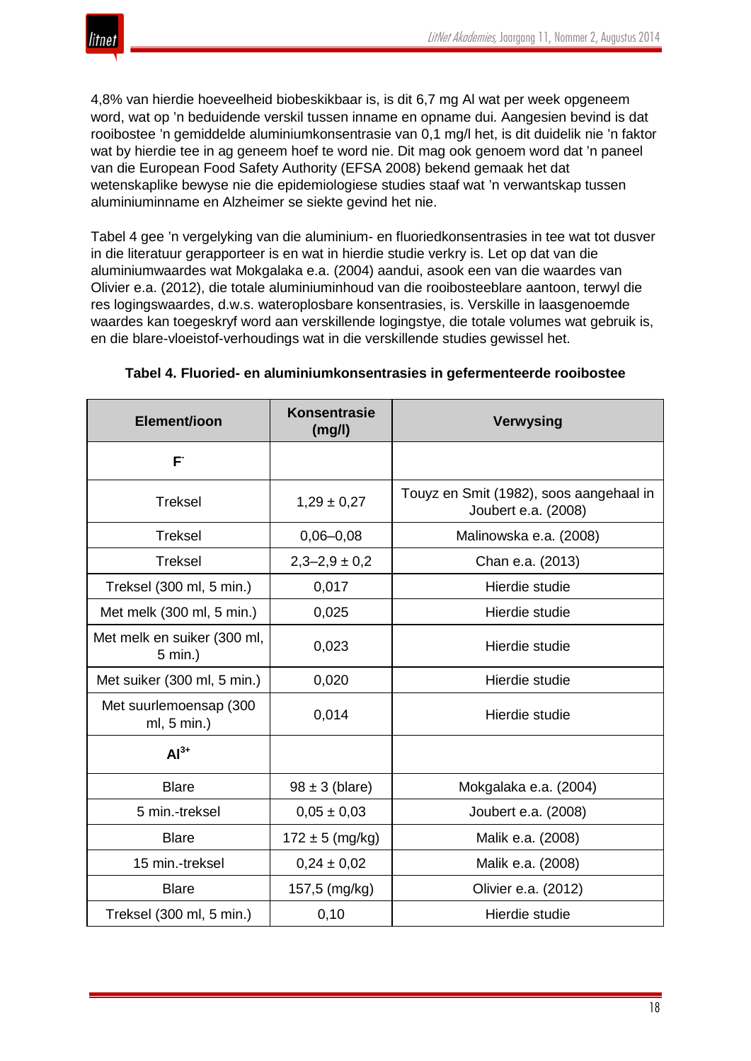4,8% van hierdie hoeveelheid biobeskikbaar is, is dit 6,7 mg Al wat per week opgeneem word, wat op ’n beduidende verskil tussen inname en opname dui. Aangesien bevind is dat rooibostee ’n gemiddelde aluminiumkonsentrasie van 0,1 mg/l het, is dit duidelik nie ’n faktor wat by hierdie tee in ag geneem hoef te word nie. Dit mag ook genoem word dat ’n paneel van die European Food Safety Authority (EFSA 2008) bekend gemaak het dat wetenskaplike bewyse nie die epidemiologiese studies staaf wat ’n verwantskap tussen aluminiuminname en Alzheimer se siekte gevind het nie.

Tabel 4 gee ’n vergelyking van die aluminium- en fluoriedkonsentrasies in tee wat tot dusver in die literatuur gerapporteer is en wat in hierdie studie verkry is. Let op dat van die aluminiumwaardes wat Mokgalaka e.a. (2004) aandui, asook een van die waardes van Olivier e.a. (2012), die totale aluminiuminhoud van die rooibosteeblare aantoon, terwyl die res logingswaardes, d.w.s. wateroplosbare konsentrasies, is. Verskille in laasgenoemde waardes kan toegeskryf word aan verskillende logingstye, die totale volumes wat gebruik is, en die blare-vloeistof-verhoudings wat in die verskillende studies gewissel het.

**Tabel 4. Fluoried- en aluminiumkonsentrasies in gefermenteerde rooibostee**

| Element/ioon | Konsentrasie (mg/l) | Verwysing |
|---|---|---|
| $F^-$ | | |
| Treksel | 1,29 ± 0,27 | Touyz en Smit (1982), soos aangehaal in Joubert e.a. (2008) |
| Treksel | 0,06–0,08 | Malinowska e.a. (2008) |
| Treksel | 2,3–2,9 ± 0,2 | Chan e.a. (2013) |
| Treksel (300 ml, 5 min.) | 0,017 | Hierdie studie |
| Met melk (300 ml, 5 min.) | 0,025 | Hierdie studie |
| Met melk en suiker (300 ml, 5 min.) | 0,023 | Hierdie studie |
| Met suiker (300 ml, 5 min.) | 0,020 | Hierdie studie |
| Met suurlemoensap (300 ml, 5 min.) | 0,014 | Hierdie studie |
| $Al^{3+}$ | | |
| Blare | 98 ± 3 (blare) | Mokgalaka e.a. (2004) |
| 5 min.-treksel | 0,05 ± 0,03 | Joubert e.a. (2008) |
| Blare | 172 ± 5 (mg/kg) | Malik e.a. (2008) |
| 15 min.-treksel | 0,24 ± 0,02 | Malik e.a. (2008) |
| Blare | 157,5 (mg/kg) | Olivier e.a. (2012) |
| Treksel (300 ml, 5 min.) | 0,10 | Hierdie studie |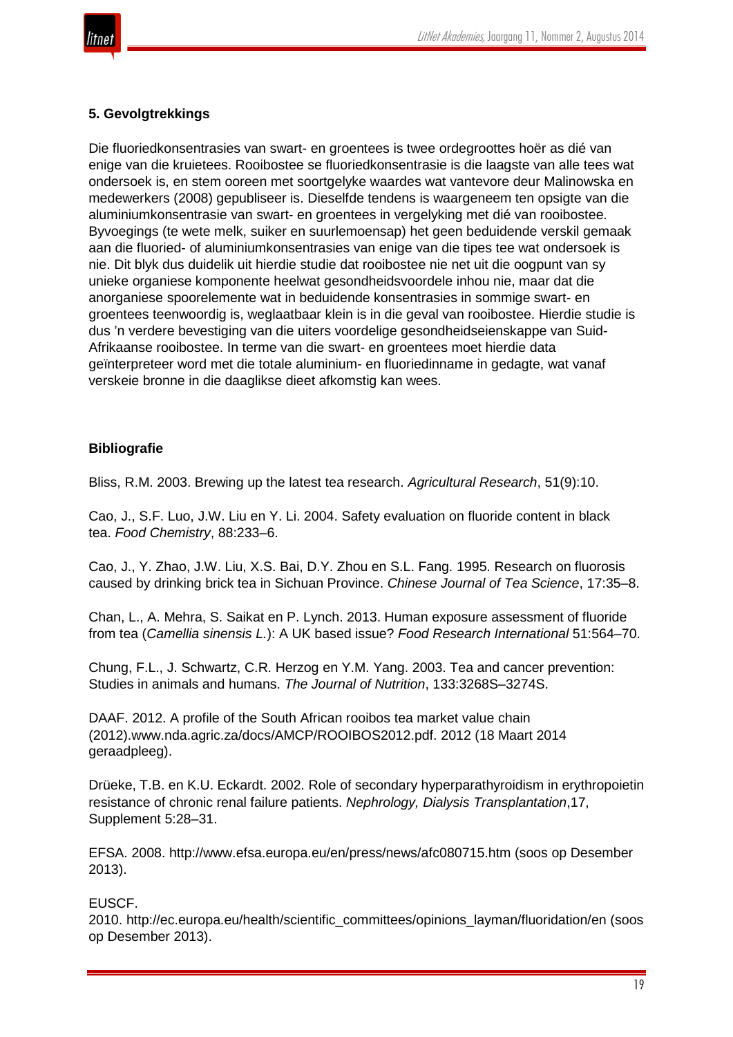## 5. Gevolgtrekkings

Die fluoriedkonsentrasies van swart- en groentees is twee ordegroottes hoër as dié van enige van die kruietees. Rooibostee se fluoriedkonsentrasie is die laagste van alle tees wat ondersoek is, en stem ooreen met soortgelyke waardes wat vantevore deur Malinowska en medewerkers (2008) gepubliseer is. Dieselfde tendens is waargeneem ten opsigte van die aluminiumkonsentrasie van swart- en groentees in vergelyking met dié van rooibostee. Byvoegings (te wete melk, suiker en suurlemoensap) het geen beduidende verskil gemaak aan die fluoried- of aluminiumkonsentrasies van enige van die tipes tee wat ondersoek is nie. Dit blyk dus duidelik uit hierdie studie dat rooibostee nie net uit die oogpunt van sy unieke organiese komponente heelwat gesondheidsvoordele inhou nie, maar dat die anorganiese spoorelemente wat in beduidende konsentrasies in sommige swart- en groentees teenwoordig is, weglaatbaar klein is in die geval van rooibostee. Hierdie studie is dus 'n verdere bevestiging van die uiters voordelige gesondheidseienskappe van Suid-Afrikaanse rooibostee. In terme van die swart- en groentees moet hierdie data geïnterpreteer word met die totale aluminium- en fluoriedinname in gedagte, wat vanaf verskeie bronne in die daaglikse dieet afkomstig kan wees.

## Bibliografie

Bliss, R.M. 2003. Brewing up the latest tea research. *Agricultural Research*, 51(9):10.

Cao, J., S.F. Luo, J.W. Liu en Y. Li. 2004. Safety evaluation on fluoride content in black tea. *Food Chemistry*, 88:233–6.

Cao, J., Y. Zhao, J.W. Liu, X.S. Bai, D.Y. Zhou en S.L. Fang. 1995. Research on fluorosis caused by drinking brick tea in Sichuan Province. *Chinese Journal of Tea Science*, 17:35–8.

Chan, L., A. Mehra, S. Saikat en P. Lynch. 2013. Human exposure assessment of fluoride from tea (*Camellia sinensis L.*): A UK based issue? *Food Research International* 51:564–70.

Chung, F.L., J. Schwartz, C.R. Herzog en Y.M. Yang. 2003. Tea and cancer prevention: Studies in animals and humans. *The Journal of Nutrition*, 133:3268S–3274S.

DAAF. 2012. A profile of the South African rooibos tea market value chain (2012).www.nda.agric.za/docs/AMCP/ROOIBOS2012.pdf. 2012 (18 Maart 2014 geraadpleeg).

Drüeke, T.B. en K.U. Eckardt. 2002. Role of secondary hyperparathyroidism in erythropoietin resistance of chronic renal failure patients. *Nephrology, Dialysis Transplantation*,17, Supplement 5:28–31.

EFSA. 2008. http://www.efsa.europa.eu/en/press/news/afc080715.htm (soos op Desember 2013).

EUSCF. 2010. http://ec.europa.eu/health/scientific_committees/opinions_layman/fluoridation/en (soos op Desember 2013).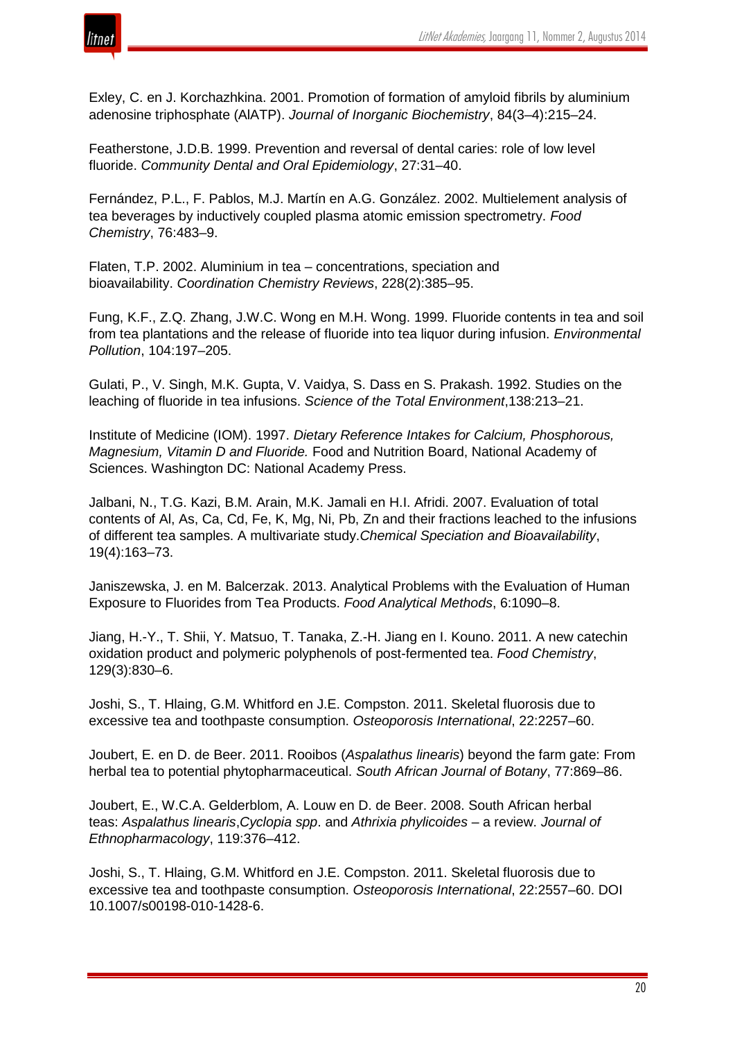Exley, C. en J. Korchazhkina. 2001. Promotion of formation of amyloid fibrils by aluminium adenosine triphosphate (AlATP). *Journal of Inorganic Biochemistry*, 84(3–4):215–24.

Featherstone, J.D.B. 1999. Prevention and reversal of dental caries: role of low level fluoride. *Community Dental and Oral Epidemiology*, 27:31–40.

Fernández, P.L., F. Pablos, M.J. Martín en A.G. González. 2002. Multielement analysis of tea beverages by inductively coupled plasma atomic emission spectrometry. *Food Chemistry*, 76:483–9.

Flaten, T.P. 2002. Aluminium in tea – concentrations, speciation and bioavailability. *Coordination Chemistry Reviews*, 228(2):385–95.

Fung, K.F., Z.Q. Zhang, J.W.C. Wong en M.H. Wong. 1999. Fluoride contents in tea and soil from tea plantations and the release of fluoride into tea liquor during infusion. *Environmental Pollution*, 104:197–205.

Gulati, P., V. Singh, M.K. Gupta, V. Vaidya, S. Dass en S. Prakash. 1992. Studies on the leaching of fluoride in tea infusions. *Science of the Total Environment*,138:213–21.

Institute of Medicine (IOM). 1997. *Dietary Reference Intakes for Calcium, Phosphorous, Magnesium, Vitamin D and Fluoride.* Food and Nutrition Board, National Academy of Sciences. Washington DC: National Academy Press.

Jalbani, N., T.G. Kazi, B.M. Arain, M.K. Jamali en H.I. Afridi. 2007. Evaluation of total contents of Al, As, Ca, Cd, Fe, K, Mg, Ni, Pb, Zn and their fractions leached to the infusions of different tea samples. A multivariate study.*Chemical Speciation and Bioavailability*, 19(4):163–73.

Janiszewska, J. en M. Balcerzak. 2013. Analytical Problems with the Evaluation of Human Exposure to Fluorides from Tea Products. *Food Analytical Methods*, 6:1090–8.

Jiang, H.-Y., T. Shii, Y. Matsuo, T. Tanaka, Z.-H. Jiang en I. Kouno. 2011. A new catechin oxidation product and polymeric polyphenols of post-fermented tea. *Food Chemistry*, 129(3):830–6.

Joshi, S., T. Hlaing, G.M. Whitford en J.E. Compston. 2011. Skeletal fluorosis due to excessive tea and toothpaste consumption. *Osteoporosis International*, 22:2257–60.

Joubert, E. en D. de Beer. 2011. Rooibos (*Aspalathus linearis*) beyond the farm gate: From herbal tea to potential phytopharmaceutical. *South African Journal of Botany*, 77:869–86.

Joubert, E., W.C.A. Gelderblom, A. Louw en D. de Beer. 2008. South African herbal teas: *Aspalathus linearis*,*Cyclopia spp*. and *Athrixia phylicoides* – a review. *Journal of Ethnopharmacology*, 119:376–412.

Joshi, S., T. Hlaing, G.M. Whitford en J.E. Compston. 2011. Skeletal fluorosis due to excessive tea and toothpaste consumption. *Osteoporosis International*, 22:2557–60. DOI 10.1007/s00198-010-1428-6.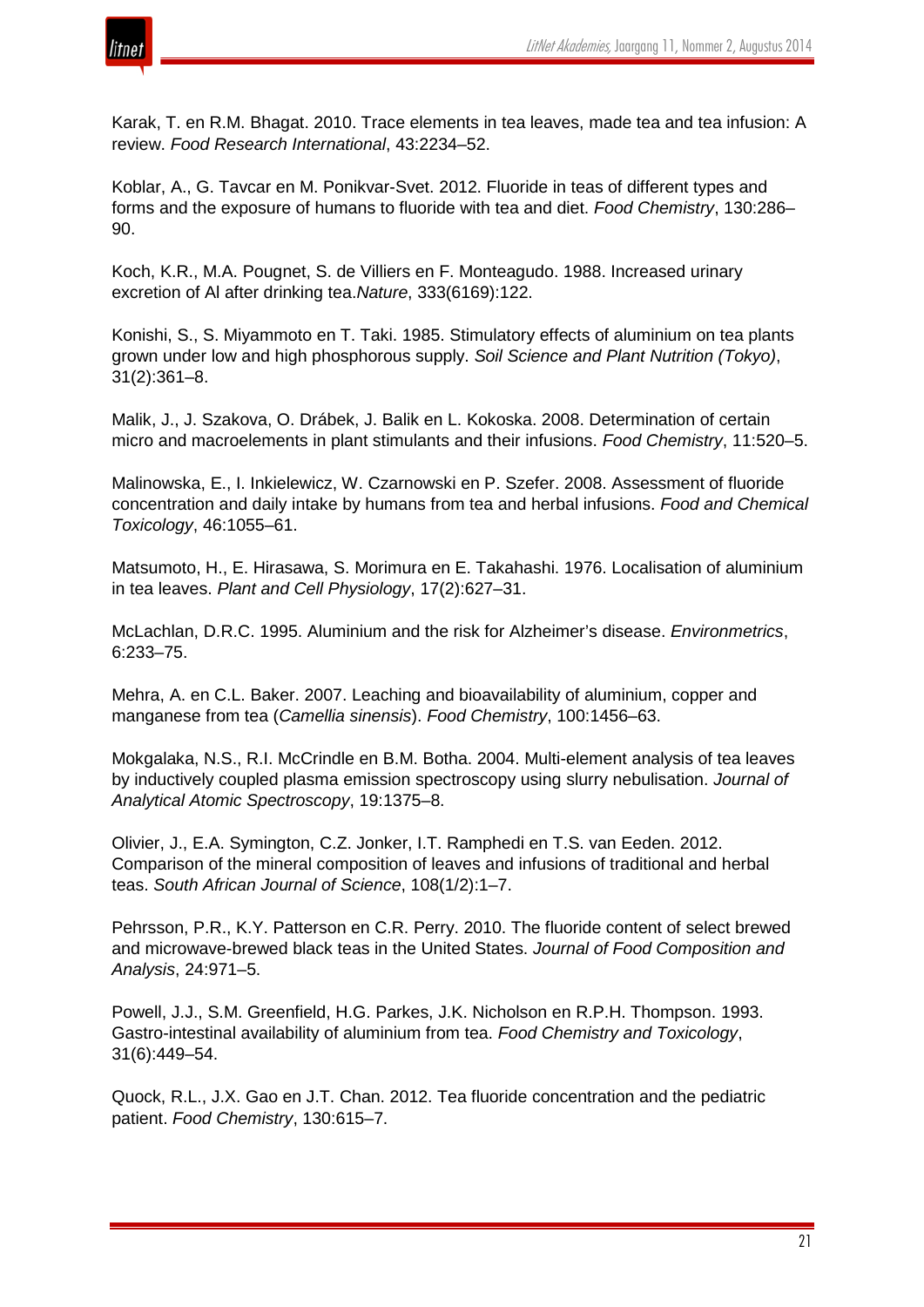Karak, T. en R.M. Bhagat. 2010. Trace elements in tea leaves, made tea and tea infusion: A review. *Food Research International*, 43:2234–52.

Koblar, A., G. Tavcar en M. Ponikvar-Svet. 2012. Fluoride in teas of different types and forms and the exposure of humans to fluoride with tea and diet. *Food Chemistry*, 130:286–90.

Koch, K.R., M.A. Pougnet, S. de Villiers en F. Monteagudo. 1988. Increased urinary excretion of Al after drinking tea.*Nature*, 333(6169):122.

Konishi, S., S. Miyammoto en T. Taki. 1985. Stimulatory effects of aluminium on tea plants grown under low and high phosphorous supply. *Soil Science and Plant Nutrition (Tokyo)*, 31(2):361–8.

Malik, J., J. Szakova, O. Drábek, J. Balik en L. Kokoska. 2008. Determination of certain micro and macroelements in plant stimulants and their infusions. *Food Chemistry*, 11:520–5.

Malinowska, E., I. Inkielewicz, W. Czarnowski en P. Szefer. 2008. Assessment of fluoride concentration and daily intake by humans from tea and herbal infusions. *Food and Chemical Toxicology*, 46:1055–61.

Matsumoto, H., E. Hirasawa, S. Morimura en E. Takahashi. 1976. Localisation of aluminium in tea leaves. *Plant and Cell Physiology*, 17(2):627–31.

McLachlan, D.R.C. 1995. Aluminium and the risk for Alzheimer's disease. *Environmetrics*, 6:233–75.

Mehra, A. en C.L. Baker. 2007. Leaching and bioavailability of aluminium, copper and manganese from tea (*Camellia sinensis*). *Food Chemistry*, 100:1456–63.

Mokgalaka, N.S., R.I. McCrindle en B.M. Botha. 2004. Multi-element analysis of tea leaves by inductively coupled plasma emission spectroscopy using slurry nebulisation. *Journal of Analytical Atomic Spectroscopy*, 19:1375–8.

Olivier, J., E.A. Symington, C.Z. Jonker, I.T. Ramphedi en T.S. van Eeden. 2012. Comparison of the mineral composition of leaves and infusions of traditional and herbal teas. *South African Journal of Science*, 108(1/2):1–7.

Pehrsson, P.R., K.Y. Patterson en C.R. Perry. 2010. The fluoride content of select brewed and microwave-brewed black teas in the United States. *Journal of Food Composition and Analysis*, 24:971–5.

Powell, J.J., S.M. Greenfield, H.G. Parkes, J.K. Nicholson en R.P.H. Thompson. 1993. Gastro-intestinal availability of aluminium from tea. *Food Chemistry and Toxicology*, 31(6):449–54.

Quock, R.L., J.X. Gao en J.T. Chan. 2012. Tea fluoride concentration and the pediatric patient. *Food Chemistry*, 130:615–7.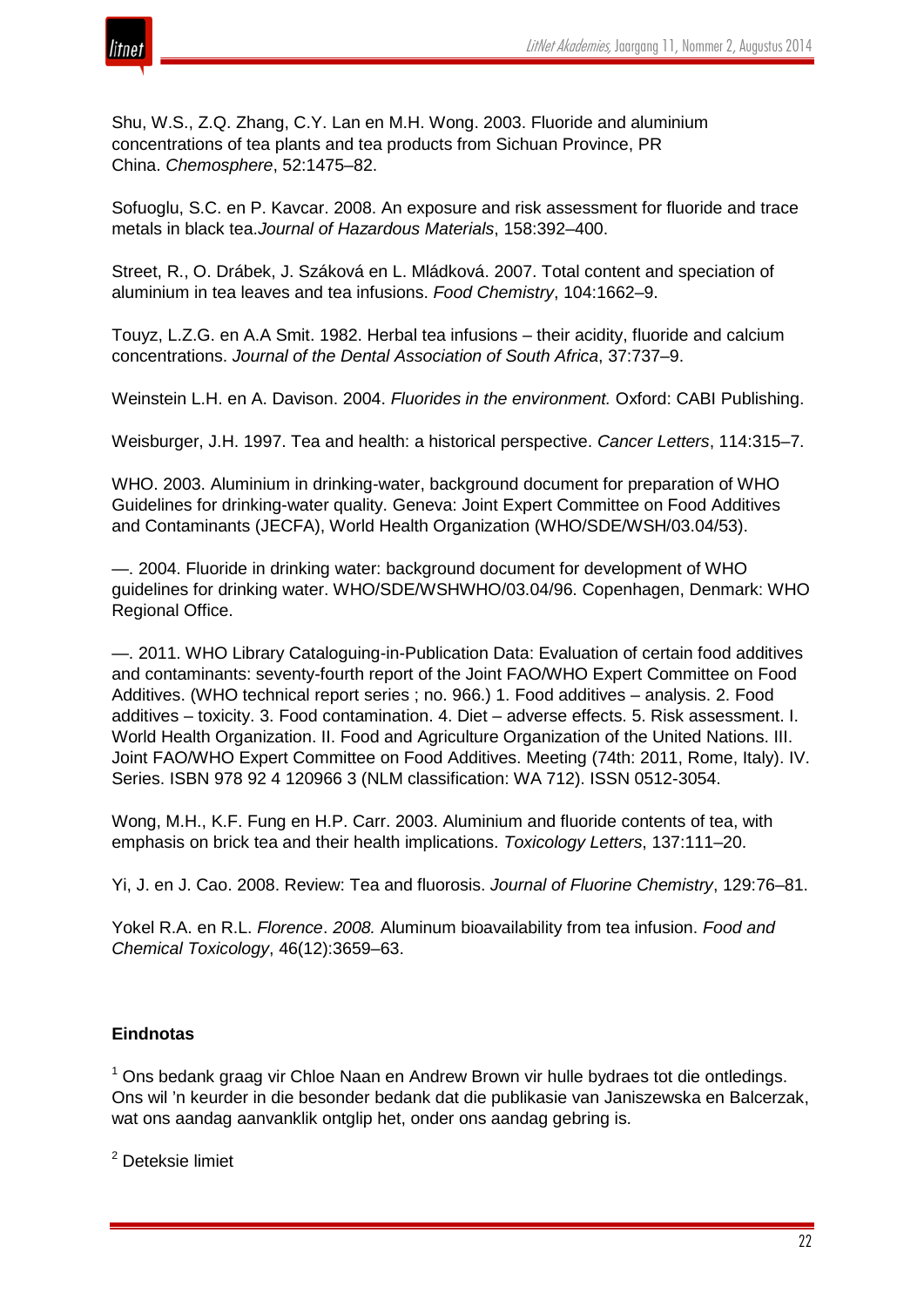Shu, W.S., Z.Q. Zhang, C.Y. Lan en M.H. Wong. 2003. Fluoride and aluminium concentrations of tea plants and tea products from Sichuan Province, PR China. *Chemosphere*, 52:1475–82.

Sofuoglu, S.C. en P. Kavcar. 2008. An exposure and risk assessment for fluoride and trace metals in black tea.*Journal of Hazardous Materials*, 158:392–400.

Street, R., O. Drábek, J. Száková en L. Mládková. 2007. Total content and speciation of aluminium in tea leaves and tea infusions. *Food Chemistry*, 104:1662–9.

Touyz, L.Z.G. en A.A Smit. 1982. Herbal tea infusions – their acidity, fluoride and calcium concentrations. *Journal of the Dental Association of South Africa*, 37:737–9.

Weinstein L.H. en A. Davison. 2004. *Fluorides in the environment.* Oxford: CABI Publishing.

Weisburger, J.H. 1997. Tea and health: a historical perspective. *Cancer Letters*, 114:315–7.

WHO. 2003. Aluminium in drinking-water, background document for preparation of WHO Guidelines for drinking-water quality. Geneva: Joint Expert Committee on Food Additives and Contaminants (JECFA), World Health Organization (WHO/SDE/WSH/03.04/53).

—. 2004. Fluoride in drinking water: background document for development of WHO guidelines for drinking water. WHO/SDE/WSHWHO/03.04/96. Copenhagen, Denmark: WHO Regional Office.

—. 2011. WHO Library Cataloguing-in-Publication Data: Evaluation of certain food additives and contaminants: seventy-fourth report of the Joint FAO/WHO Expert Committee on Food Additives. (WHO technical report series ; no. 966.) 1. Food additives – analysis. 2. Food additives – toxicity. 3. Food contamination. 4. Diet – adverse effects. 5. Risk assessment. I. World Health Organization. II. Food and Agriculture Organization of the United Nations. III. Joint FAO/WHO Expert Committee on Food Additives. Meeting (74th: 2011, Rome, Italy). IV. Series. ISBN 978 92 4 120966 3 (NLM classification: WA 712). ISSN 0512-3054.

Wong, M.H., K.F. Fung en H.P. Carr. 2003. Aluminium and fluoride contents of tea, with emphasis on brick tea and their health implications. *Toxicology Letters*, 137:111–20.

Yi, J. en J. Cao. 2008. Review: Tea and fluorosis. *Journal of Fluorine Chemistry*, 129:76–81.

Yokel R.A. en R.L. *Florence*. *2008.* Aluminum bioavailability from tea infusion. *Food and Chemical Toxicology*, 46(12):3659–63.

## Eindnotas

[1] Ons bedank graag vir Chloe Naan en Andrew Brown vir hulle bydraes tot die ontledings. Ons wil 'n keurder in die besonder bedank dat die publikasie van Janiszewska en Balcerzak, wat ons aandag aanvanklik ontglip het, onder ons aandag gebring is.

[2] Deteksie limiet